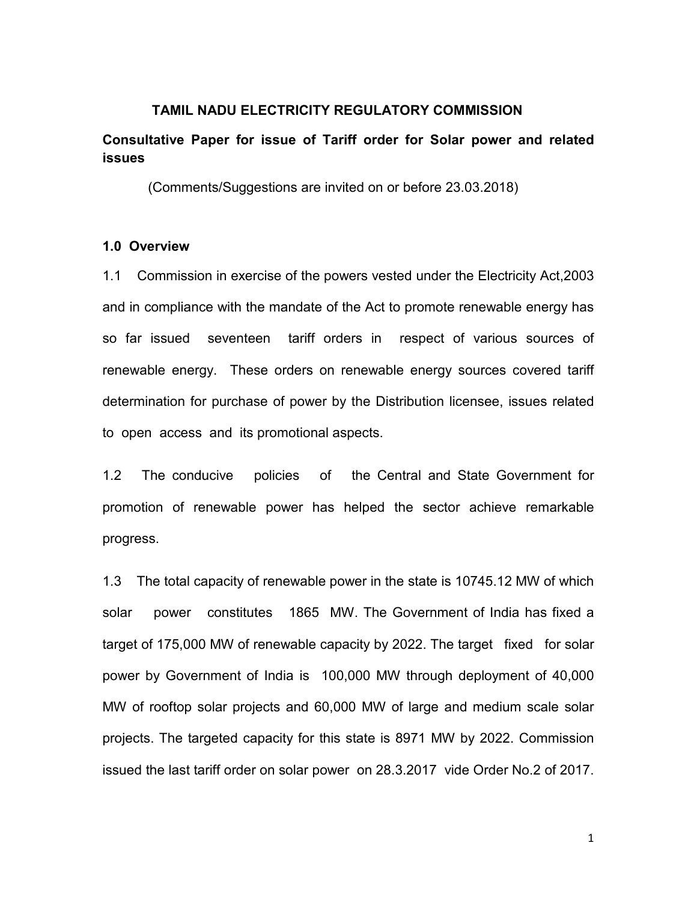# TAMIL NADU ELECTRICITY REGULATORY COMMISSION

## Consultative Paper for issue of Tariff order for Solar power and related issues

(Comments/Suggestions are invited on or before 23.03.2018)

### 1.0 Overview

1.1 Commission in exercise of the powers vested under the Electricity Act,2003 and in compliance with the mandate of the Act to promote renewable energy has so far issued seventeen tariff orders in respect of various sources of renewable energy. These orders on renewable energy sources covered tariff determination for purchase of power by the Distribution licensee, issues related to open access and its promotional aspects.

1.2 The conducive policies of the Central and State Government for promotion of renewable power has helped the sector achieve remarkable progress.

1.3 The total capacity of renewable power in the state is 10745.12 MW of which solar power constitutes 1865 MW. The Government of India has fixed a target of 175,000 MW of renewable capacity by 2022. The target fixed for solar power by Government of India is 100,000 MW through deployment of 40,000 MW of rooftop solar projects and 60,000 MW of large and medium scale solar projects. The targeted capacity for this state is 8971 MW by 2022. Commission issued the last tariff order on solar power on 28.3.2017 vide Order No.2 of 2017.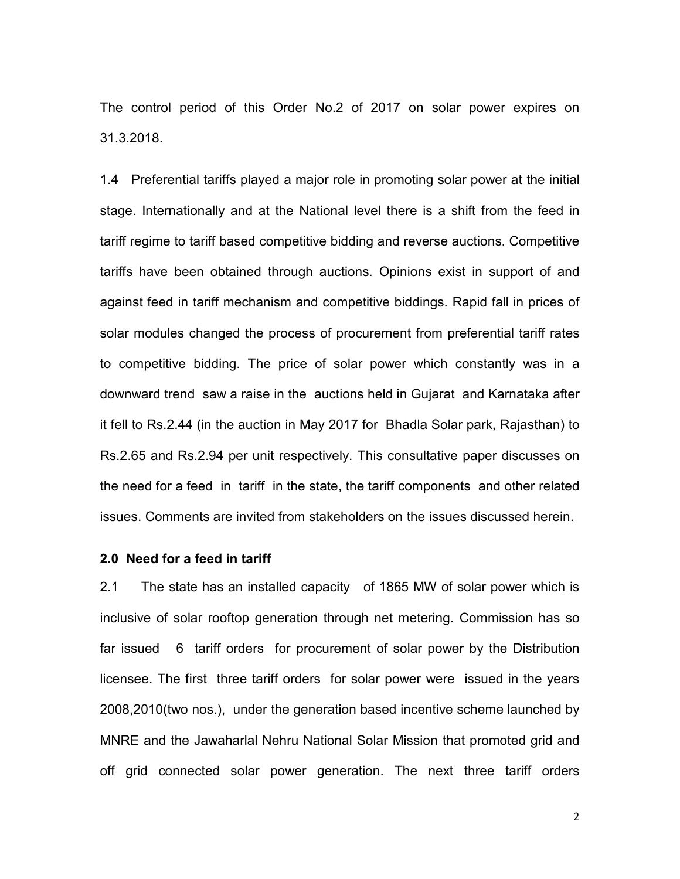The control period of this Order No.2 of 2017 on solar power expires on 31.3.2018.

1.4 Preferential tariffs played a major role in promoting solar power at the initial stage. Internationally and at the National level there is a shift from the feed in tariff regime to tariff based competitive bidding and reverse auctions. Competitive tariffs have been obtained through auctions. Opinions exist in support of and against feed in tariff mechanism and competitive biddings. Rapid fall in prices of solar modules changed the process of procurement from preferential tariff rates to competitive bidding. The price of solar power which constantly was in a downward trend saw a raise in the auctions held in Gujarat and Karnataka after it fell to Rs.2.44 (in the auction in May 2017 for Bhadla Solar park, Rajasthan) to Rs.2.65 and Rs.2.94 per unit respectively. This consultative paper discusses on the need for a feed in tariff in the state, the tariff components and other related issues. Comments are invited from stakeholders on the issues discussed herein.

**2.0 Need for a feed in tariff**

2.1 The state has an installed capacity of 1865 MW of solar power which is inclusive of solar rooftop generation through net metering. Commission has so far issued 6 tariff orders for procurement of solar power by the Distribution licensee. The first three tariff orders for solar power were issued in the years 2008,2010(two nos.), under the generation based incentive scheme launched by MNRE and the Jawaharlal Nehru National Solar Mission that promoted grid and off grid connected solar power generation. The next three tariff orders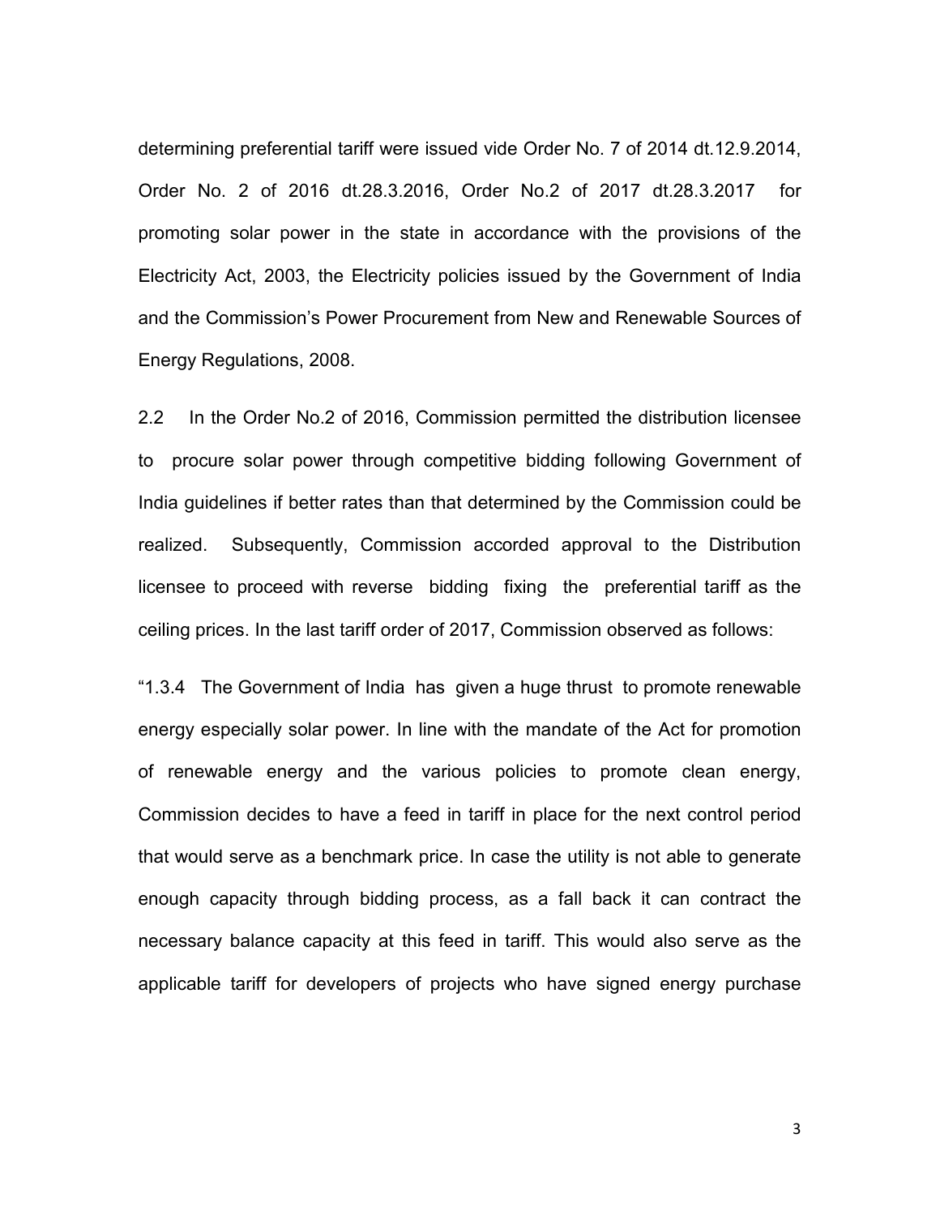determining preferential tariff were issued vide Order No. 7 of 2014 dt.12.9.2014, Order No. 2 of 2016 dt.28.3.2016, Order No.2 of 2017 dt.28.3.2017 for promoting solar power in the state in accordance with the provisions of the Electricity Act, 2003, the Electricity policies issued by the Government of India and the Commission's Power Procurement from New and Renewable Sources of Energy Regulations, 2008.

2.2 In the Order No.2 of 2016, Commission permitted the distribution licensee to procure solar power through competitive bidding following Government of India guidelines if better rates than that determined by the Commission could be realized. Subsequently, Commission accorded approval to the Distribution licensee to proceed with reverse bidding fixing the preferential tariff as the ceiling prices. In the last tariff order of 2017, Commission observed as follows:

"1.3.4 The Government of India has given a huge thrust to promote renewable energy especially solar power. In line with the mandate of the Act for promotion of renewable energy and the various policies to promote clean energy, Commission decides to have a feed in tariff in place for the next control period that would serve as a benchmark price. In case the utility is not able to generate enough capacity through bidding process, as a fall back it can contract the necessary balance capacity at this feed in tariff. This would also serve as the applicable tariff for developers of projects who have signed energy purchase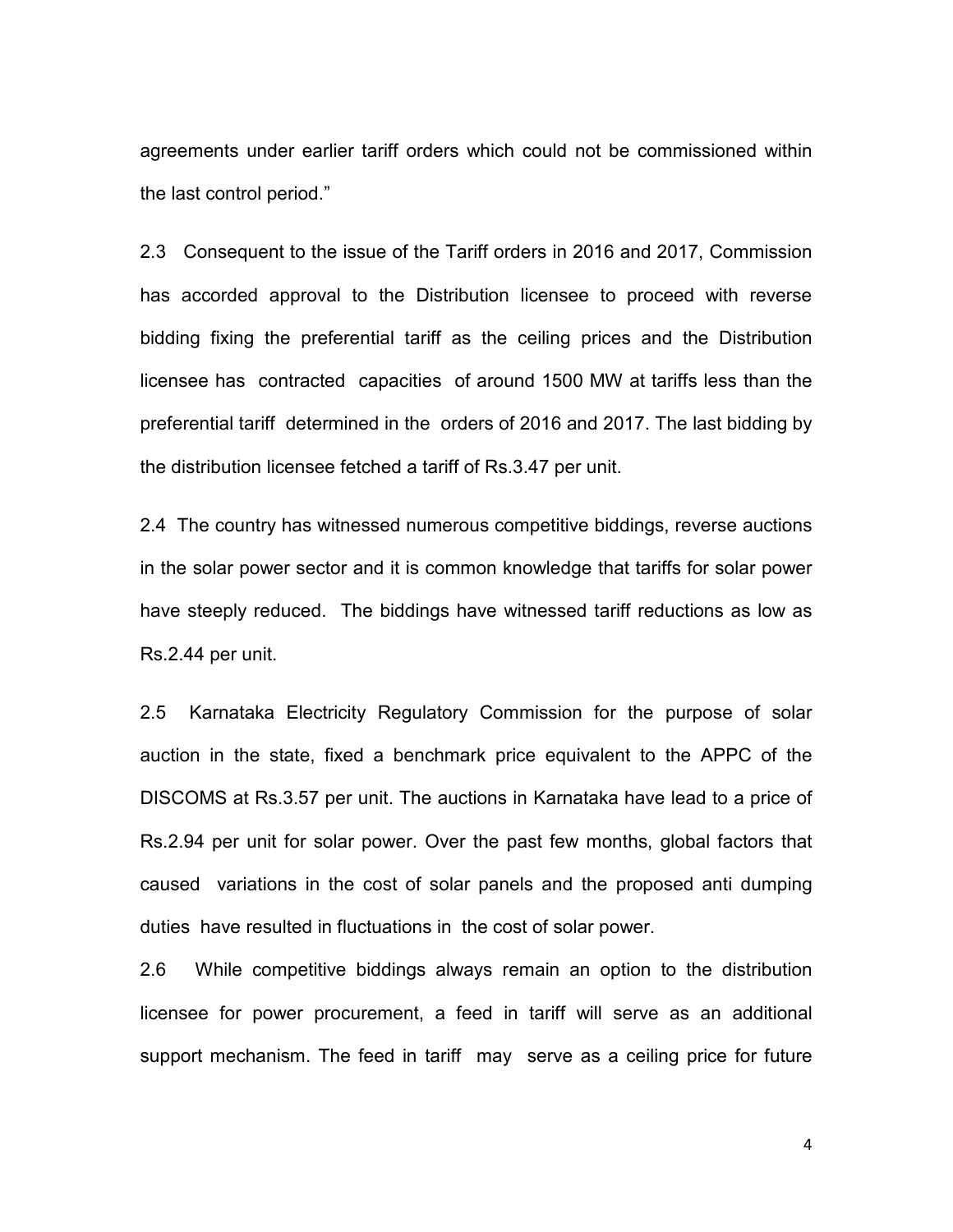agreements under earlier tariff orders which could not be commissioned within the last control period."

2.3 Consequent to the issue of the Tariff orders in 2016 and 2017, Commission has accorded approval to the Distribution licensee to proceed with reverse bidding fixing the preferential tariff as the ceiling prices and the Distribution licensee has contracted capacities of around 1500 MW at tariffs less than the preferential tariff determined in the orders of 2016 and 2017. The last bidding by the distribution licensee fetched a tariff of Rs.3.47 per unit.

2.4 The country has witnessed numerous competitive biddings, reverse auctions in the solar power sector and it is common knowledge that tariffs for solar power have steeply reduced. The biddings have witnessed tariff reductions as low as Rs.2.44 per unit.

2.5 Karnataka Electricity Regulatory Commission for the purpose of solar auction in the state, fixed a benchmark price equivalent to the APPC of the DISCOMS at Rs.3.57 per unit. The auctions in Karnataka have lead to a price of Rs.2.94 per unit for solar power. Over the past few months, global factors that caused variations in the cost of solar panels and the proposed anti dumping duties have resulted in fluctuations in the cost of solar power.

2.6 While competitive biddings always remain an option to the distribution licensee for power procurement, a feed in tariff will serve as an additional support mechanism. The feed in tariff may serve as a ceiling price for future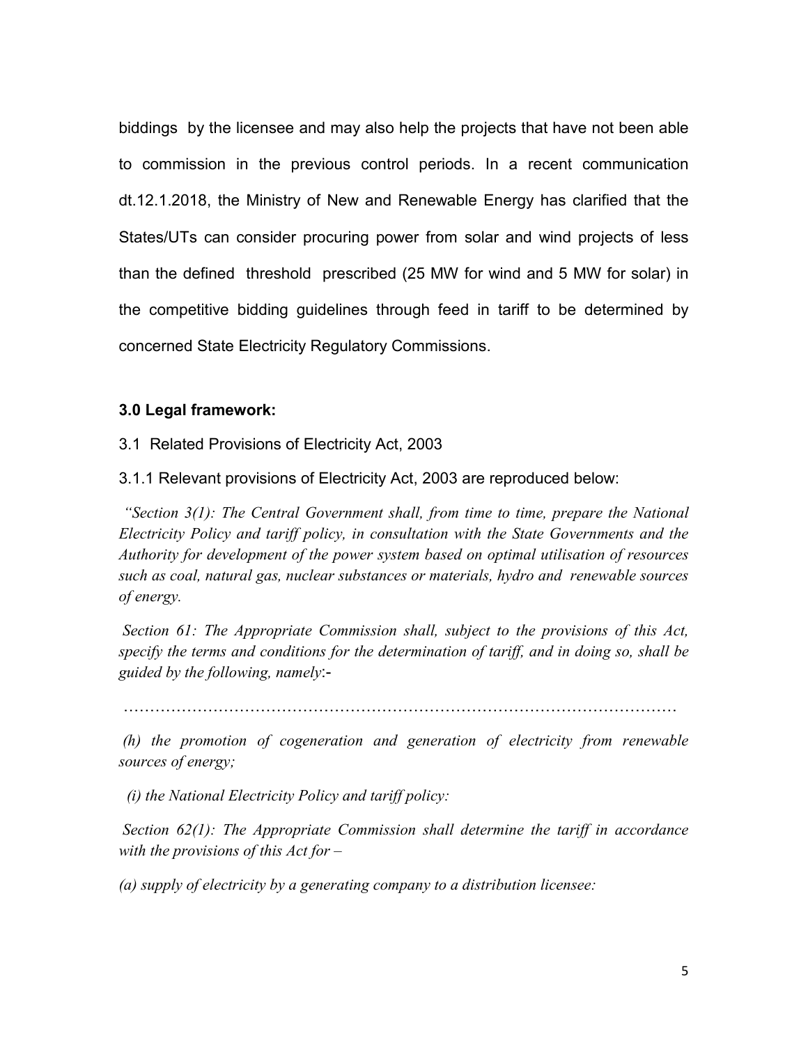biddings by the licensee and may also help the projects that have not been able to commission in the previous control periods. In a recent communication dt.12.1.2018, the Ministry of New and Renewable Energy has clarified that the States/UTs can consider procuring power from solar and wind projects of less than the defined threshold prescribed (25 MW for wind and 5 MW for solar) in the competitive bidding guidelines through feed in tariff to be determined by concerned State Electricity Regulatory Commissions.

**3.0 Legal framework:**

3.1 Related Provisions of Electricity Act, 2003

3.1.1 Relevant provisions of Electricity Act, 2003 are reproduced below:

*"Section 3(1): The Central Government shall, from time to time, prepare the National Electricity Policy and tariff policy, in consultation with the State Governments and the Authority for development of the power system based on optimal utilisation of resources such as coal, natural gas, nuclear substances or materials, hydro and renewable sources of energy.*

*Section 61: The Appropriate Commission shall, subject to the provisions of this Act, specify the terms and conditions for the determination of tariff, and in doing so, shall be guided by the following, namely*:-

…………………………………………………………………………………………

*(h) the promotion of cogeneration and generation of electricity from renewable sources of energy;*

*(i) the National Electricity Policy and tariff policy:*

*Section 62(1): The Appropriate Commission shall determine the tariff in accordance with the provisions of this Act for –*

*(a) supply of electricity by a generating company to a distribution licensee:*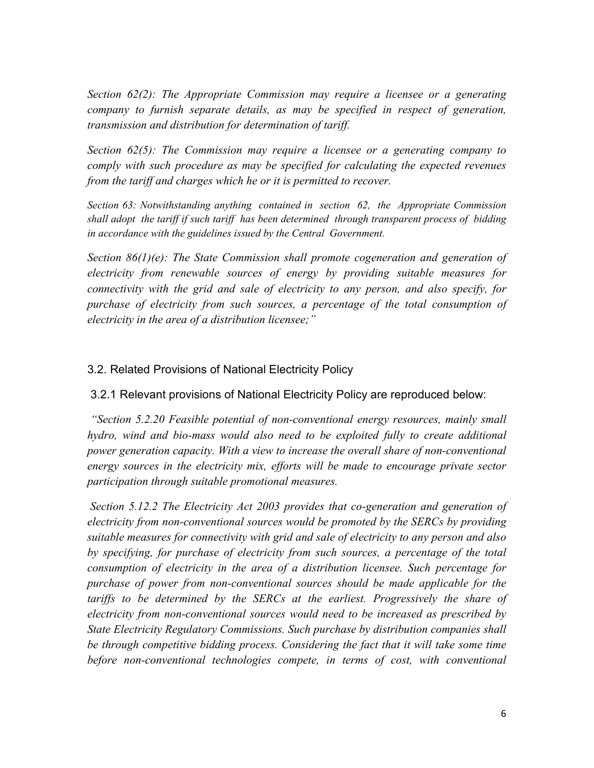*Section 62(2): The Appropriate Commission may require a licensee or a generating company to furnish separate details, as may be specified in respect of generation, transmission and distribution for determination of tariff.*

*Section 62(5): The Commission may require a licensee or a generating company to comply with such procedure as may be specified for calculating the expected revenues from the tariff and charges which he or it is permitted to recover.*

*Section 63: Notwithstanding anything contained in section 62, the Appropriate Commission shall adopt the tariff if such tariff has been determined through transparent process of bidding in accordance with the guidelines issued by the Central Government.*

*Section 86(1)(e): The State Commission shall promote cogeneration and generation of electricity from renewable sources of energy by providing suitable measures for connectivity with the grid and sale of electricity to any person, and also specify, for purchase of electricity from such sources, a percentage of the total consumption of electricity in the area of a distribution licensee;"*

## 3.2. Related Provisions of National Electricity Policy

### 3.2.1 Relevant provisions of National Electricity Policy are reproduced below:

*"Section 5.2.20 Feasible potential of non-conventional energy resources, mainly small hydro, wind and bio-mass would also need to be exploited fully to create additional power generation capacity. With a view to increase the overall share of non-conventional energy sources in the electricity mix, efforts will be made to encourage private sector participation through suitable promotional measures.*

*Section 5.12.2 The Electricity Act 2003 provides that co-generation and generation of electricity from non-conventional sources would be promoted by the SERCs by providing suitable measures for connectivity with grid and sale of electricity to any person and also by specifying, for purchase of electricity from such sources, a percentage of the total consumption of electricity in the area of a distribution licensee. Such percentage for purchase of power from non-conventional sources should be made applicable for the tariffs to be determined by the SERCs at the earliest. Progressively the share of electricity from non-conventional sources would need to be increased as prescribed by State Electricity Regulatory Commissions. Such purchase by distribution companies shall be through competitive bidding process. Considering the fact that it will take some time before non-conventional technologies compete, in terms of cost, with conventional*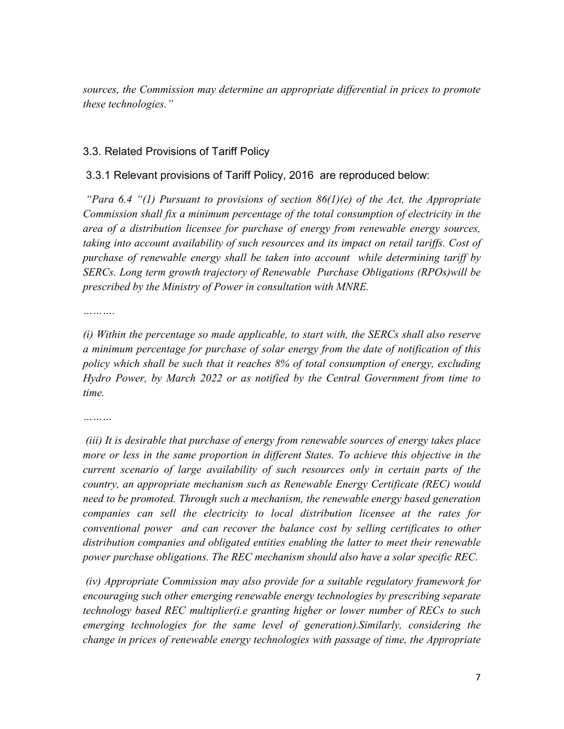*sources, the Commission may determine an appropriate differential in prices to promote these technologies."*

### 3.3. Related Provisions of Tariff Policy

3.3.1 Relevant provisions of Tariff Policy, 2016 are reproduced below:

*"Para 6.4 "(1) Pursuant to provisions of section 86(1)(e) of the Act, the Appropriate Commission shall fix a minimum percentage of the total consumption of electricity in the area of a distribution licensee for purchase of energy from renewable energy sources, taking into account availability of such resources and its impact on retail tariffs. Cost of purchase of renewable energy shall be taken into account while determining tariff by SERCs. Long term growth trajectory of Renewable Purchase Obligations (RPOs)will be prescribed by the Ministry of Power in consultation with MNRE.*

*……….*

*(i) Within the percentage so made applicable, to start with, the SERCs shall also reserve a minimum percentage for purchase of solar energy from the date of notification of this policy which shall be such that it reaches 8% of total consumption of energy, excluding Hydro Power, by March 2022 or as notified by the Central Government from time to time.*

*………*

*(iii) It is desirable that purchase of energy from renewable sources of energy takes place more or less in the same proportion in different States. To achieve this objective in the current scenario of large availability of such resources only in certain parts of the country, an appropriate mechanism such as Renewable Energy Certificate (REC) would need to be promoted. Through such a mechanism, the renewable energy based generation companies can sell the electricity to local distribution licensee at the rates for conventional power and can recover the balance cost by selling certificates to other distribution companies and obligated entities enabling the latter to meet their renewable power purchase obligations. The REC mechanism should also have a solar specific REC.*

*(iv) Appropriate Commission may also provide for a suitable regulatory framework for encouraging such other emerging renewable energy technologies by prescribing separate technology based REC multiplier(i.e granting higher or lower number of RECs to such emerging technologies for the same level of generation).Similarly, considering the change in prices of renewable energy technologies with passage of time, the Appropriate*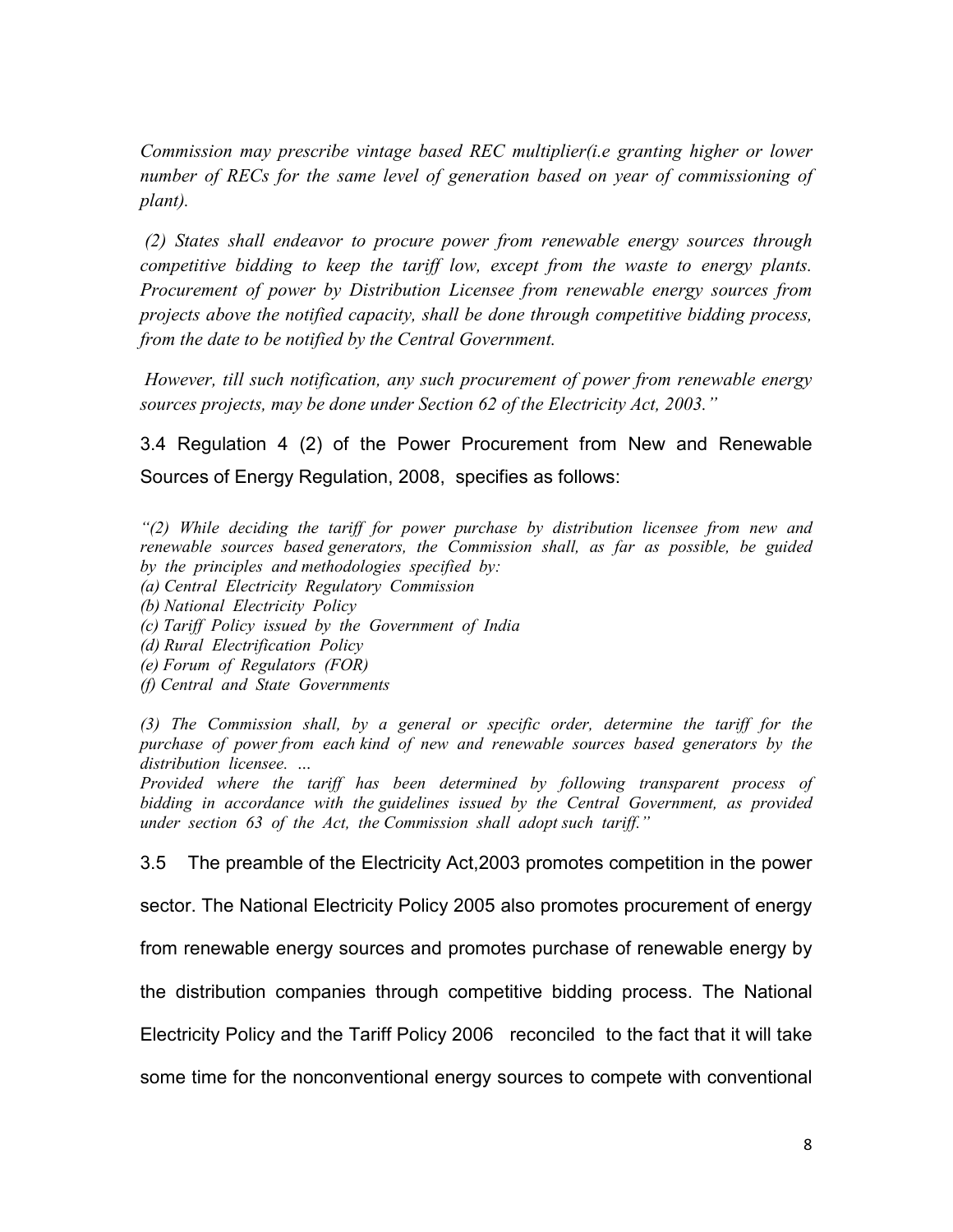*Commission may prescribe vintage based REC multiplier(i.e granting higher or lower number of RECs for the same level of generation based on year of commissioning of plant).*

*(2) States shall endeavor to procure power from renewable energy sources through competitive bidding to keep the tariff low, except from the waste to energy plants. Procurement of power by Distribution Licensee from renewable energy sources from projects above the notified capacity, shall be done through competitive bidding process, from the date to be notified by the Central Government.*

*However, till such notification, any such procurement of power from renewable energy sources projects, may be done under Section 62 of the Electricity Act, 2003."*

3.4 Regulation 4 (2) of the Power Procurement from New and Renewable Sources of Energy Regulation, 2008, specifies as follows:

*"(2) While deciding the tariff for power purchase by distribution licensee from new and renewable sources based generators, the Commission shall, as far as possible, be guided by the principles and methodologies specified by:*
*(a) Central Electricity Regulatory Commission*
*(b) National Electricity Policy*
*(c) Tariff Policy issued by the Government of India*
*(d) Rural Electrification Policy*
*(e) Forum of Regulators (FOR)*
*(f) Central and State Governments*

*(3) The Commission shall, by a general or specific order, determine the tariff for the purchase of power from each kind of new and renewable sources based generators by the distribution licensee. ...*
*Provided where the tariff has been determined by following transparent process of bidding in accordance with the guidelines issued by the Central Government, as provided under section 63 of the Act, the Commission shall adopt such tariff."*

3.5 The preamble of the Electricity Act,2003 promotes competition in the power sector. The National Electricity Policy 2005 also promotes procurement of energy from renewable energy sources and promotes purchase of renewable energy by the distribution companies through competitive bidding process. The National Electricity Policy and the Tariff Policy 2006 reconciled to the fact that it will take some time for the nonconventional energy sources to compete with conventional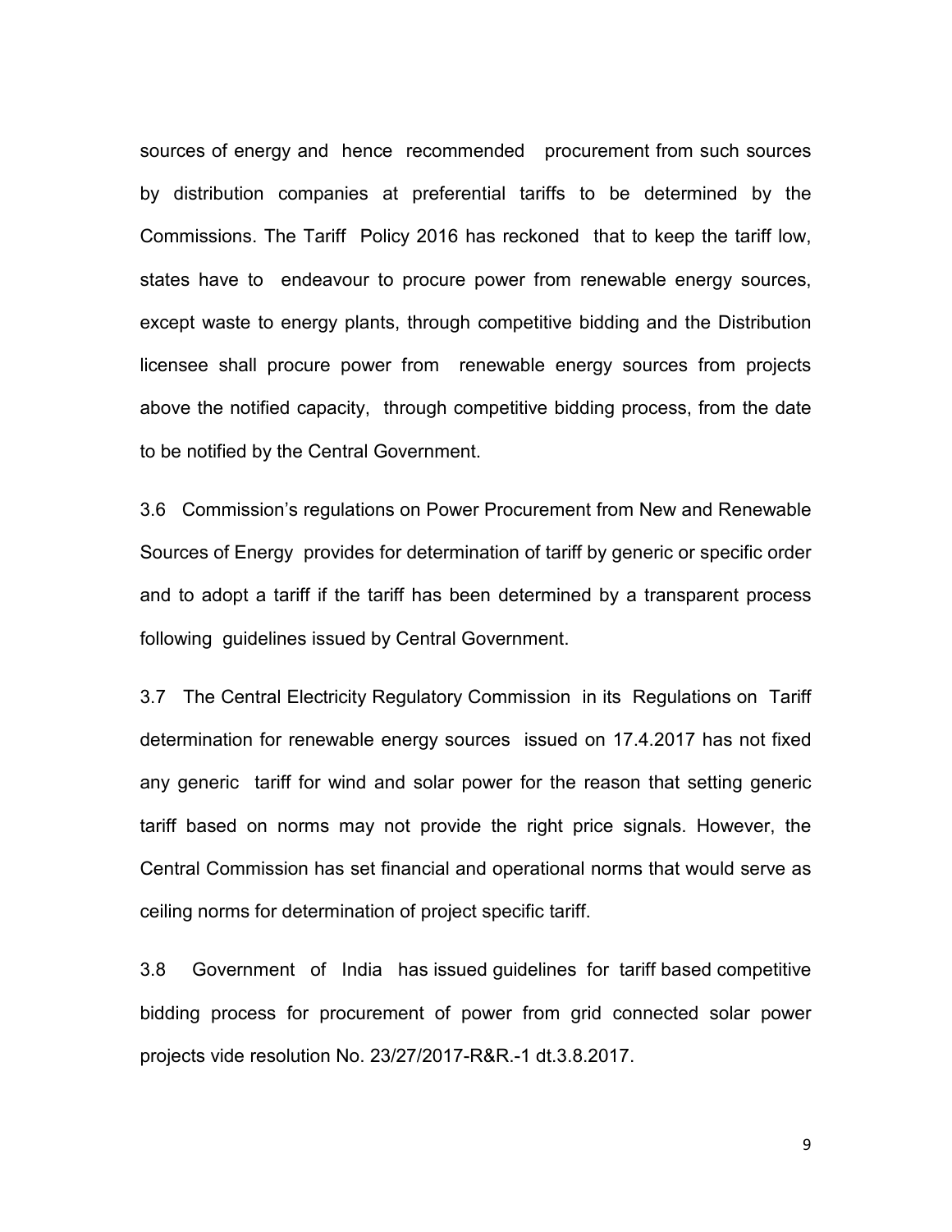sources of energy and hence recommended procurement from such sources by distribution companies at preferential tariffs to be determined by the Commissions. The Tariff Policy 2016 has reckoned that to keep the tariff low, states have to endeavour to procure power from renewable energy sources, except waste to energy plants, through competitive bidding and the Distribution licensee shall procure power from renewable energy sources from projects above the notified capacity, through competitive bidding process, from the date to be notified by the Central Government.

3.6 Commission's regulations on Power Procurement from New and Renewable Sources of Energy provides for determination of tariff by generic or specific order and to adopt a tariff if the tariff has been determined by a transparent process following guidelines issued by Central Government.

3.7 The Central Electricity Regulatory Commission in its Regulations on Tariff determination for renewable energy sources issued on 17.4.2017 has not fixed any generic tariff for wind and solar power for the reason that setting generic tariff based on norms may not provide the right price signals. However, the Central Commission has set financial and operational norms that would serve as ceiling norms for determination of project specific tariff.

3.8 Government of India has issued guidelines for tariff based competitive bidding process for procurement of power from grid connected solar power projects vide resolution No. 23/27/2017-R&R.-1 dt.3.8.2017.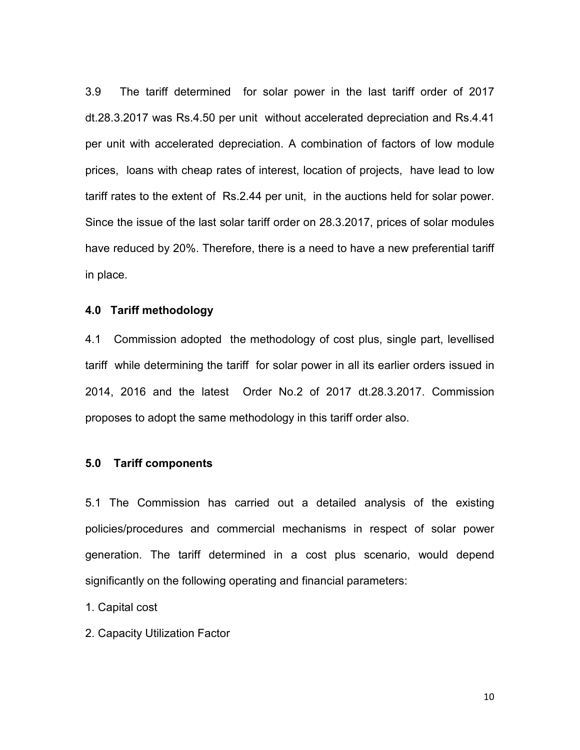3.9 The tariff determined for solar power in the last tariff order of 2017 dt.28.3.2017 was Rs.4.50 per unit without accelerated depreciation and Rs.4.41 per unit with accelerated depreciation. A combination of factors of low module prices, loans with cheap rates of interest, location of projects, have lead to low tariff rates to the extent of Rs.2.44 per unit, in the auctions held for solar power. Since the issue of the last solar tariff order on 28.3.2017, prices of solar modules have reduced by 20%. Therefore, there is a need to have a new preferential tariff in place.

### 4.0 Tariff methodology

4.1 Commission adopted the methodology of cost plus, single part, levellised tariff while determining the tariff for solar power in all its earlier orders issued in 2014, 2016 and the latest Order No.2 of 2017 dt.28.3.2017. Commission proposes to adopt the same methodology in this tariff order also.

### 5.0 Tariff components

5.1 The Commission has carried out a detailed analysis of the existing policies/procedures and commercial mechanisms in respect of solar power generation. The tariff determined in a cost plus scenario, would depend significantly on the following operating and financial parameters:

1. Capital cost
2. Capacity Utilization Factor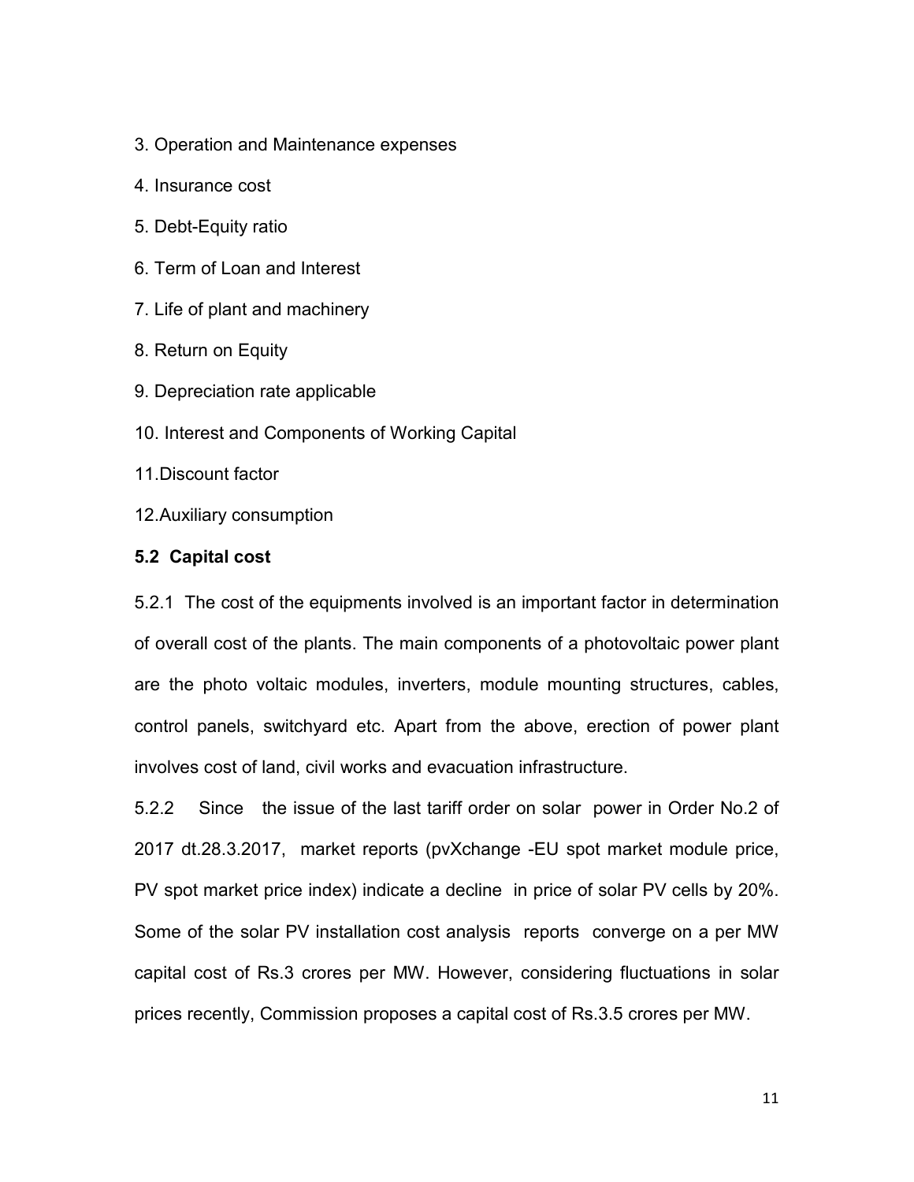3. Operation and Maintenance expenses

4. Insurance cost

5. Debt-Equity ratio

6. Term of Loan and Interest

7. Life of plant and machinery

8. Return on Equity

9. Depreciation rate applicable

10. Interest and Components of Working Capital

11.Discount factor

12.Auxiliary consumption

**5.2 Capital cost**

5.2.1 The cost of the equipments involved is an important factor in determination of overall cost of the plants. The main components of a photovoltaic power plant are the photo voltaic modules, inverters, module mounting structures, cables, control panels, switchyard etc. Apart from the above, erection of power plant involves cost of land, civil works and evacuation infrastructure.

5.2.2 Since the issue of the last tariff order on solar power in Order No.2 of 2017 dt.28.3.2017, market reports (pvXchange -EU spot market module price, PV spot market price index) indicate a decline in price of solar PV cells by 20%. Some of the solar PV installation cost analysis reports converge on a per MW capital cost of Rs.3 crores per MW. However, considering fluctuations in solar prices recently, Commission proposes a capital cost of Rs.3.5 crores per MW.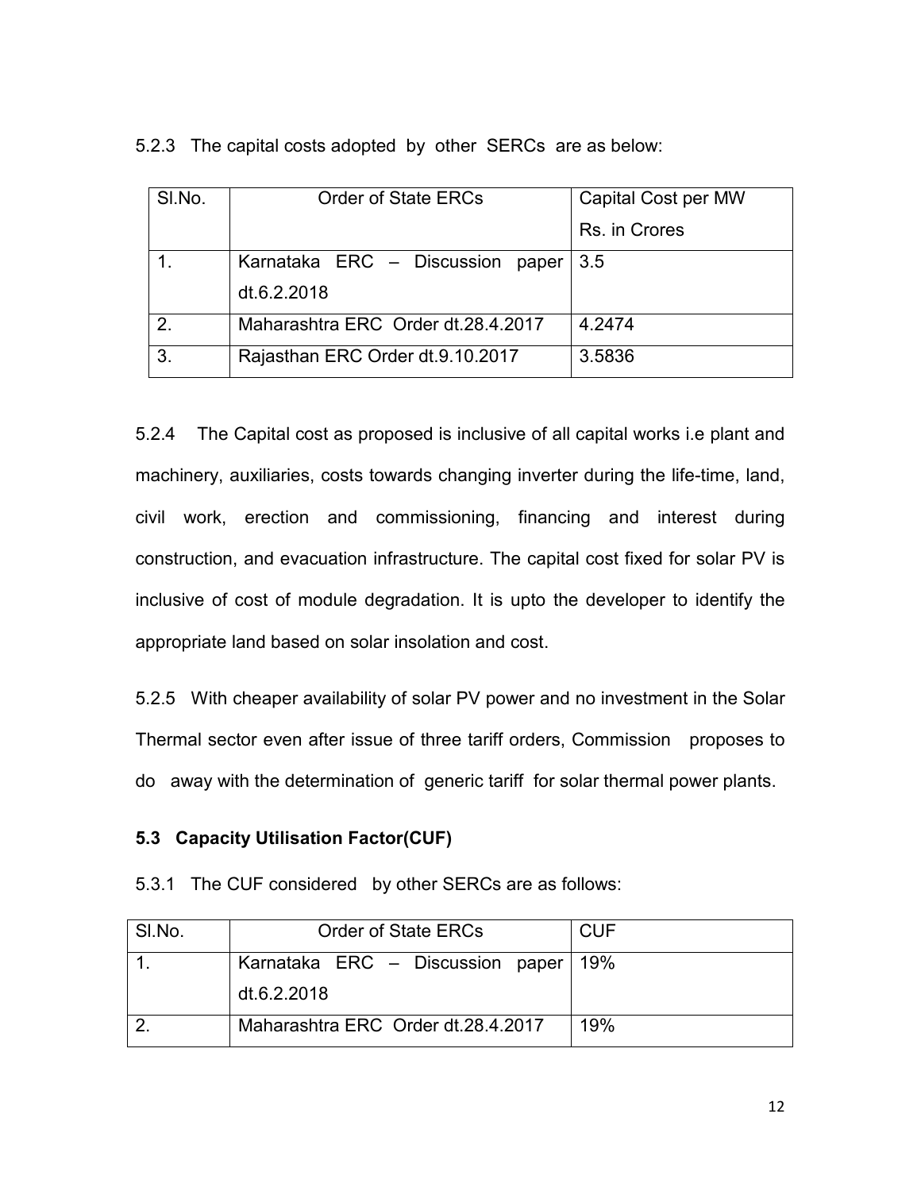5.2.3 The capital costs adopted by other SERCs are as below:

| Sl.No. | Order of State ERCs | Capital Cost per MW Rs. in Crores |
|---|---|---|
| 1. | Karnataka ERC – Discussion paper dt.6.2.2018 | 3.5 |
| 2. | Maharashtra ERC Order dt.28.4.2017 | 4.2474 |
| 3. | Rajasthan ERC Order dt.9.10.2017 | 3.5836 |

5.2.4 The Capital cost as proposed is inclusive of all capital works i.e plant and machinery, auxiliaries, costs towards changing inverter during the life-time, land, civil work, erection and commissioning, financing and interest during construction, and evacuation infrastructure. The capital cost fixed for solar PV is inclusive of cost of module degradation. It is upto the developer to identify the appropriate land based on solar insolation and cost.

5.2.5 With cheaper availability of solar PV power and no investment in the Solar Thermal sector even after issue of three tariff orders, Commission proposes to do away with the determination of generic tariff for solar thermal power plants.

### 5.3 Capacity Utilisation Factor(CUF)

5.3.1 The CUF considered by other SERCs are as follows:

| Sl.No. | Order of State ERCs | CUF |
|---|---|---|
| 1. | Karnataka ERC – Discussion paper dt.6.2.2018 | 19% |
| 2. | Maharashtra ERC Order dt.28.4.2017 | 19% |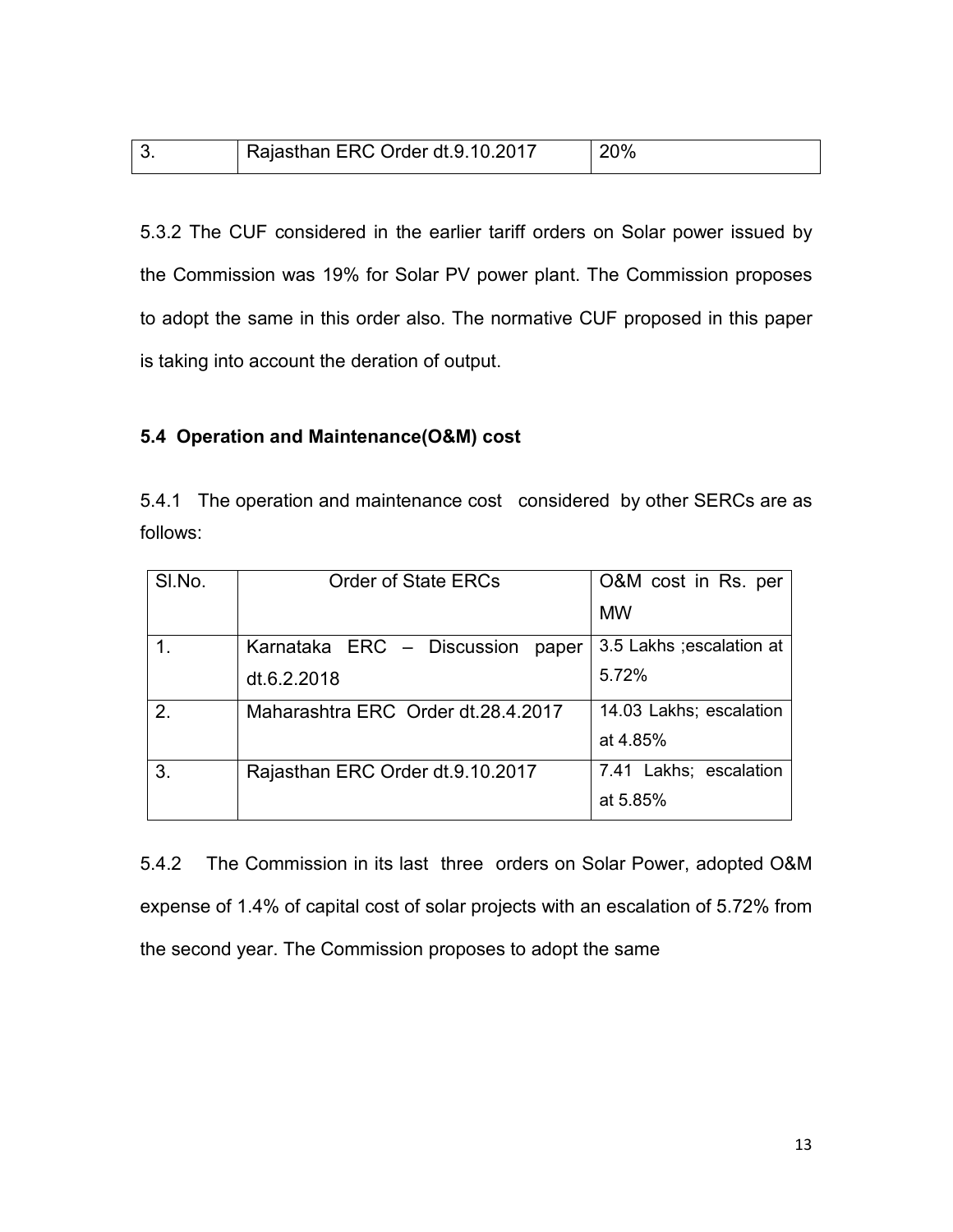| 3. | Rajasthan ERC Order dt.9.10.2017 | 20% |
|---|---|---|

5.3.2 The CUF considered in the earlier tariff orders on Solar power issued by the Commission was 19% for Solar PV power plant. The Commission proposes to adopt the same in this order also. The normative CUF proposed in this paper is taking into account the deration of output.

**5.4 Operation and Maintenance(O&M) cost**

5.4.1 The operation and maintenance cost considered by other SERCs are as follows:

| Sl.No. | Order of State ERCs | O&M cost in Rs. per MW |
|---|---|---|
| 1. | Karnataka ERC – Discussion paper dt.6.2.2018 | 3.5 Lakhs ;escalation at 5.72% |
| 2. | Maharashtra ERC Order dt.28.4.2017 | 14.03 Lakhs; escalation at 4.85% |
| 3. | Rajasthan ERC Order dt.9.10.2017 | 7.41 Lakhs; escalation at 5.85% |

5.4.2 The Commission in its last three orders on Solar Power, adopted O&M expense of 1.4% of capital cost of solar projects with an escalation of 5.72% from the second year. The Commission proposes to adopt the same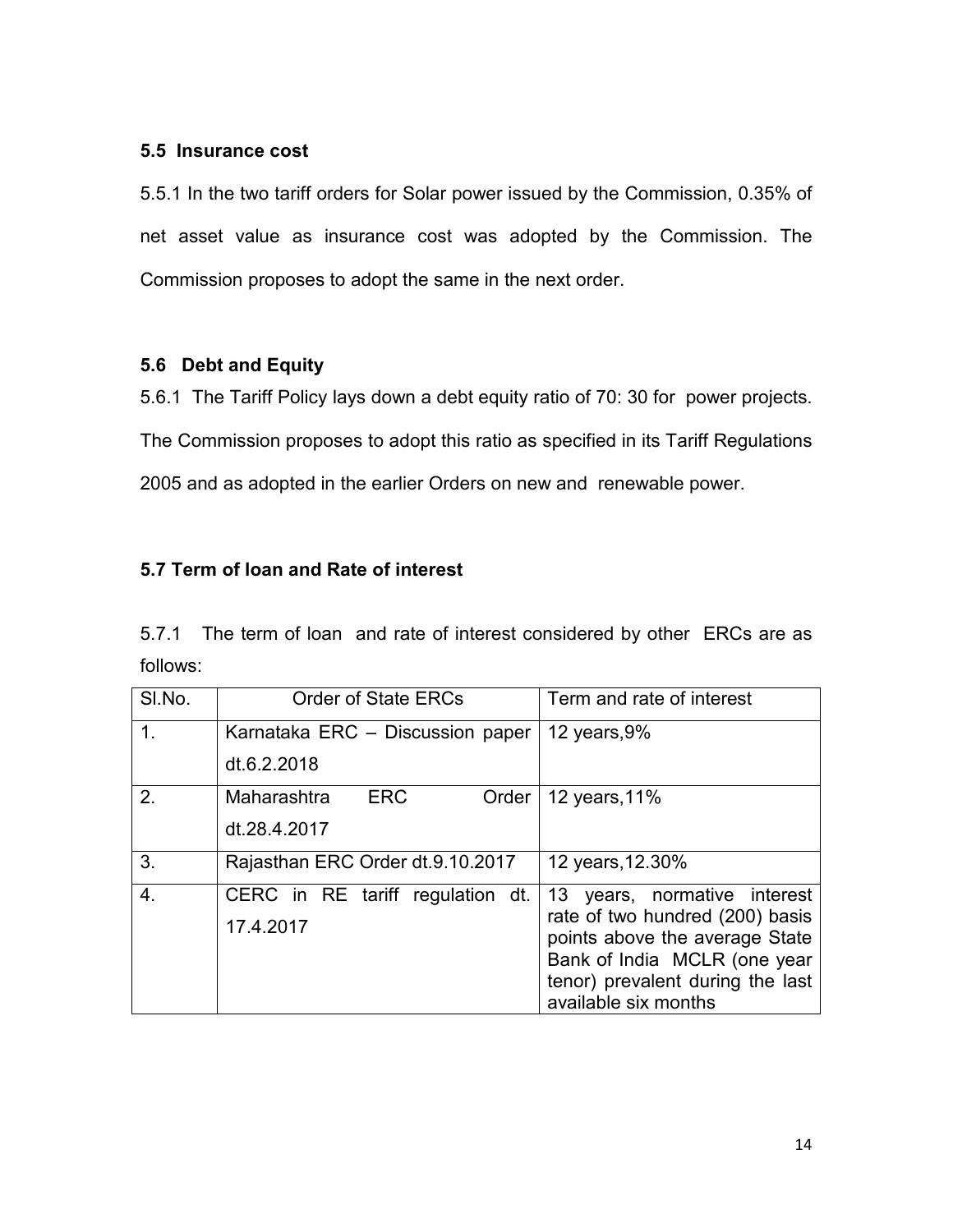### 5.5 Insurance cost

5.5.1 In the two tariff orders for Solar power issued by the Commission, 0.35% of net asset value as insurance cost was adopted by the Commission. The Commission proposes to adopt the same in the next order.

### 5.6 Debt and Equity

5.6.1 The Tariff Policy lays down a debt equity ratio of 70: 30 for power projects. The Commission proposes to adopt this ratio as specified in its Tariff Regulations 2005 and as adopted in the earlier Orders on new and renewable power.

### 5.7 Term of loan and Rate of interest

5.7.1 The term of loan and rate of interest considered by other ERCs are as follows:

| Sl.No. | Order of State ERCs | Term and rate of interest |
|---|---|---|
| 1. | Karnataka ERC – Discussion paper dt.6.2.2018 | 12 years,9% |
| 2. | Maharashtra ERC Order dt.28.4.2017 | 12 years,11% |
| 3. | Rajasthan ERC Order dt.9.10.2017 | 12 years,12.30% |
| 4. | CERC in RE tariff regulation dt. 17.4.2017 | 13 years, normative interest rate of two hundred (200) basis points above the average State Bank of India MCLR (one year tenor) prevalent during the last available six months |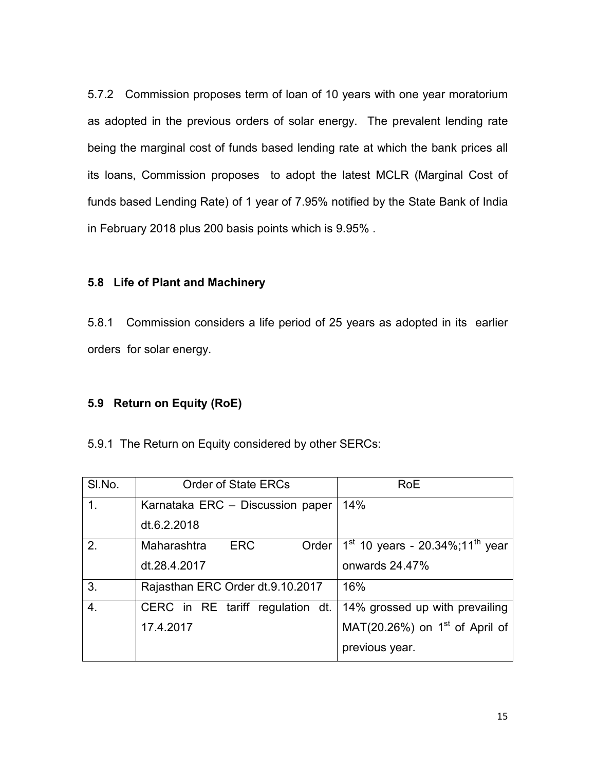5.7.2 Commission proposes term of loan of 10 years with one year moratorium as adopted in the previous orders of solar energy. The prevalent lending rate being the marginal cost of funds based lending rate at which the bank prices all its loans, Commission proposes to adopt the latest MCLR (Marginal Cost of funds based Lending Rate) of 1 year of 7.95% notified by the State Bank of India in February 2018 plus 200 basis points which is 9.95% .

## 5.8 Life of Plant and Machinery

5.8.1 Commission considers a life period of 25 years as adopted in its earlier orders for solar energy.

## 5.9 Return on Equity (RoE)

5.9.1 The Return on Equity considered by other SERCs:

| Sl.No. | Order of State ERCs | RoE |
|---|---|---|
| 1. | Karnataka ERC – Discussion paper dt.6.2.2018 | 14% |
| 2. | Maharashtra ERC Order dt.28.4.2017 | 1st 10 years - 20.34%;11th year onwards 24.47% |
| 3. | Rajasthan ERC Order dt.9.10.2017 | 16% |
| 4. | CERC in RE tariff regulation dt. 17.4.2017 | 14% grossed up with prevailing MAT(20.26%) on 1st of April of previous year. |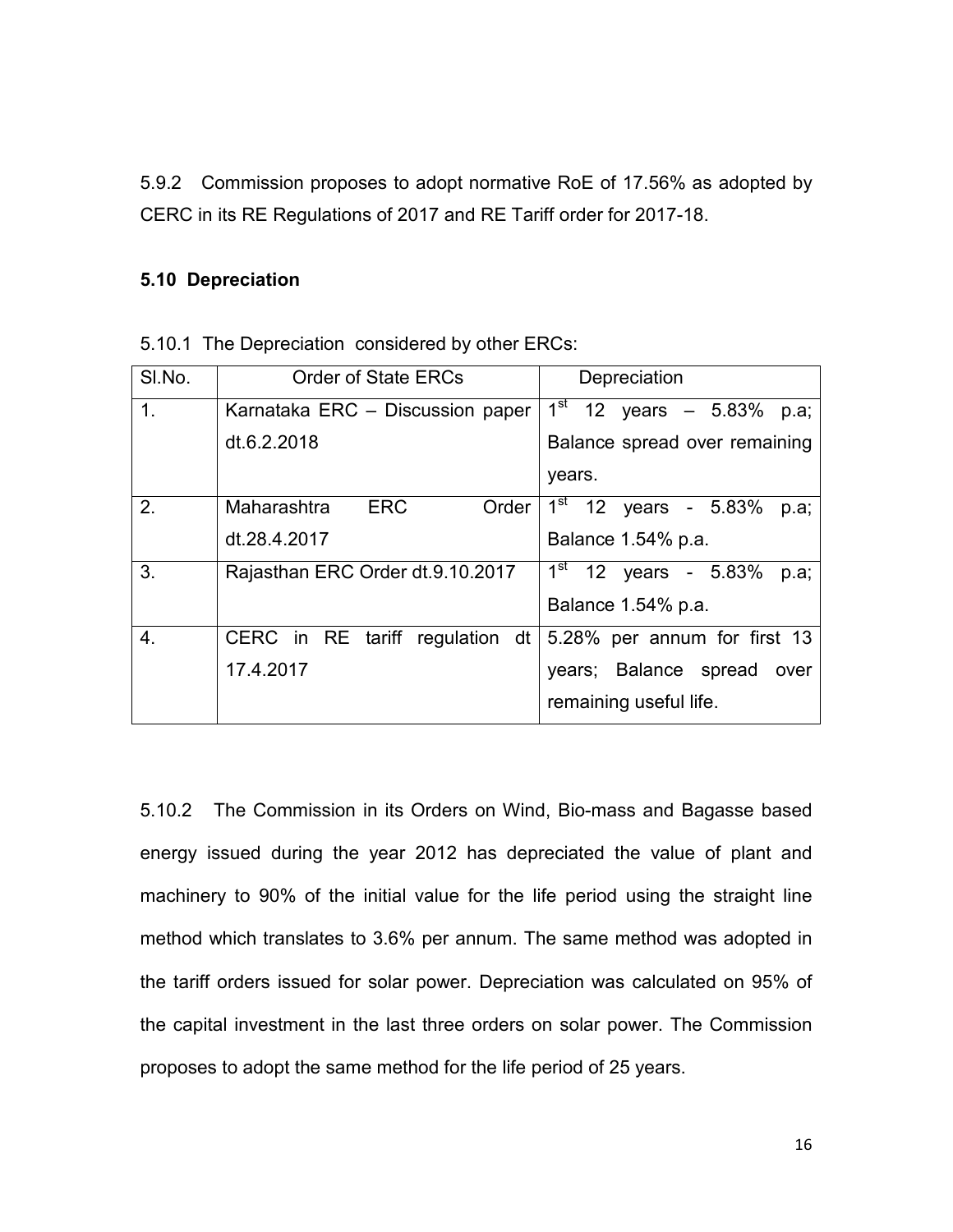5.9.2 Commission proposes to adopt normative RoE of 17.56% as adopted by CERC in its RE Regulations of 2017 and RE Tariff order for 2017-18.

**5.10 Depreciation**

5.10.1 The Depreciation considered by other ERCs:

| Sl.No. | Order of State ERCs | Depreciation |
|---|---|---|
| 1. | Karnataka ERC – Discussion paper dt.6.2.2018 | 1st 12 years – 5.83% p.a; Balance spread over remaining years. |
| 2. | Maharashtra ERC Order dt.28.4.2017 | 1st 12 years - 5.83% p.a; Balance 1.54% p.a. |
| 3. | Rajasthan ERC Order dt.9.10.2017 | 1st 12 years - 5.83% p.a; Balance 1.54% p.a. |
| 4. | CERC in RE tariff regulation dt 17.4.2017 | 5.28% per annum for first 13 years; Balance spread over remaining useful life. |

5.10.2 The Commission in its Orders on Wind, Bio-mass and Bagasse based energy issued during the year 2012 has depreciated the value of plant and machinery to 90% of the initial value for the life period using the straight line method which translates to 3.6% per annum. The same method was adopted in the tariff orders issued for solar power. Depreciation was calculated on 95% of the capital investment in the last three orders on solar power. The Commission proposes to adopt the same method for the life period of 25 years.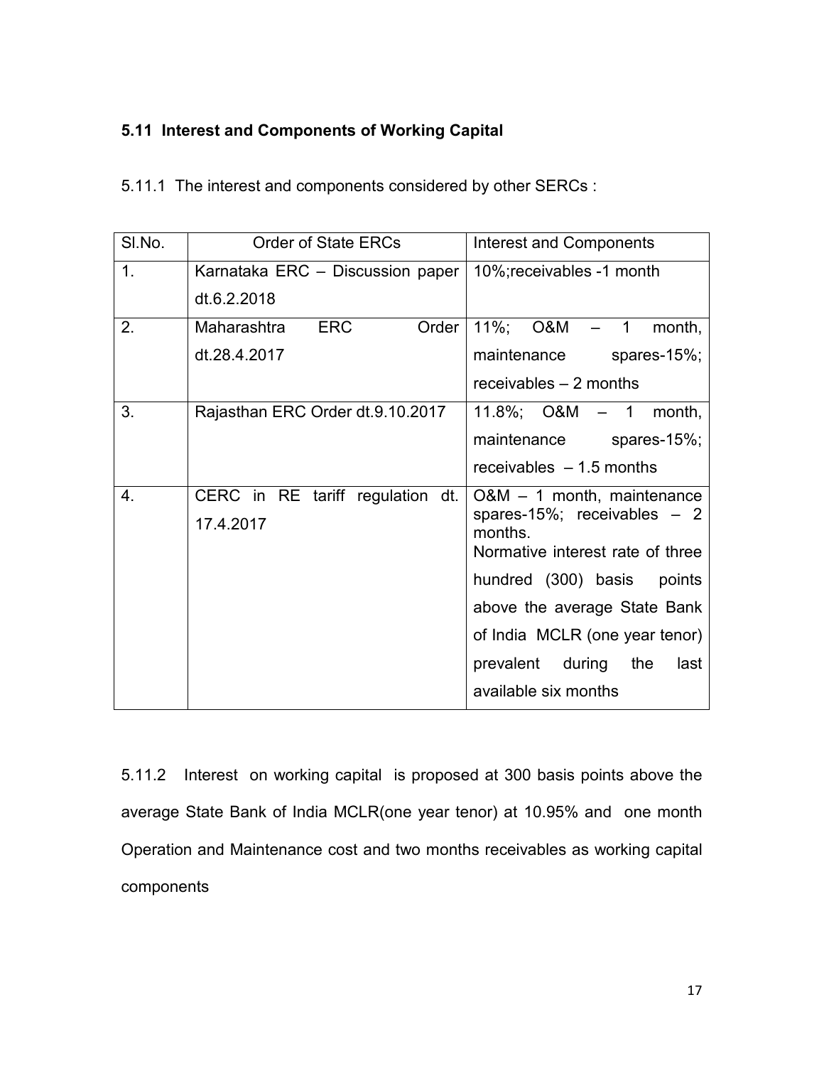### 5.11 Interest and Components of Working Capital

5.11.1 The interest and components considered by other SERCs :

| Sl.No. | Order of State ERCs | Interest and Components |
|---|---|---|
| 1. | Karnataka ERC – Discussion paper dt.6.2.2018 | 10%;receivables -1 month |
| 2. | Maharashtra ERC Order dt.28.4.2017 | 11%; O&M – 1 month, maintenance spares-15%; receivables – 2 months |
| 3. | Rajasthan ERC Order dt.9.10.2017 | 11.8%; O&M – 1 month, maintenance spares-15%; receivables – 1.5 months |
| 4. | CERC in RE tariff regulation dt. 17.4.2017 | O&M – 1 month, maintenance spares-15%; receivables – 2 months. Normative interest rate of three hundred (300) basis points above the average State Bank of India MCLR (one year tenor) prevalent during the last available six months |

5.11.2 Interest on working capital is proposed at 300 basis points above the average State Bank of India MCLR(one year tenor) at 10.95% and one month Operation and Maintenance cost and two months receivables as working capital components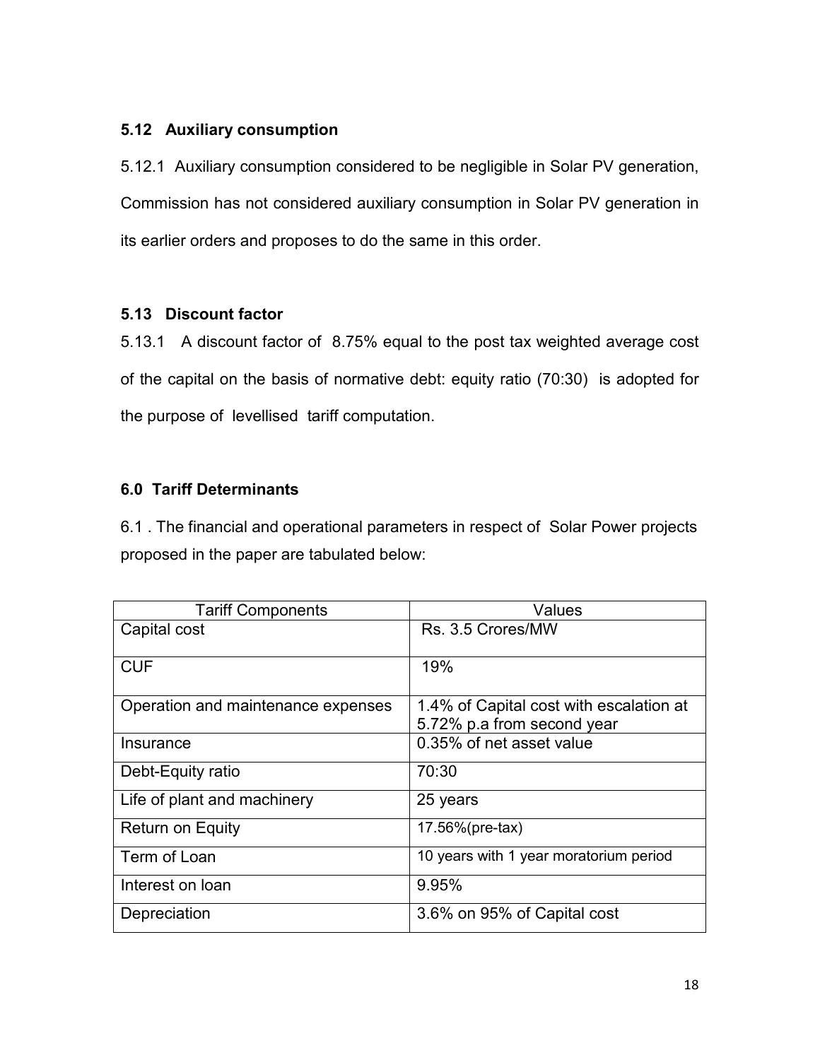### 5.12 Auxiliary consumption

5.12.1 Auxiliary consumption considered to be negligible in Solar PV generation, Commission has not considered auxiliary consumption in Solar PV generation in its earlier orders and proposes to do the same in this order.

### 5.13 Discount factor

5.13.1 A discount factor of 8.75% equal to the post tax weighted average cost of the capital on the basis of normative debt: equity ratio (70:30) is adopted for the purpose of levellised tariff computation.

## 6.0 Tariff Determinants

6.1 . The financial and operational parameters in respect of Solar Power projects proposed in the paper are tabulated below:

| Tariff Components | Values |
|---|---|
| Capital cost | Rs. 3.5 Crores/MW |
| CUF | 19% |
| Operation and maintenance expenses | 1.4% of Capital cost with escalation at 5.72% p.a from second year |
| Insurance | 0.35% of net asset value |
| Debt-Equity ratio | 70:30 |
| Life of plant and machinery | 25 years |
| Return on Equity | 17.56%(pre-tax) |
| Term of Loan | 10 years with 1 year moratorium period |
| Interest on loan | 9.95% |
| Depreciation | 3.6% on 95% of Capital cost |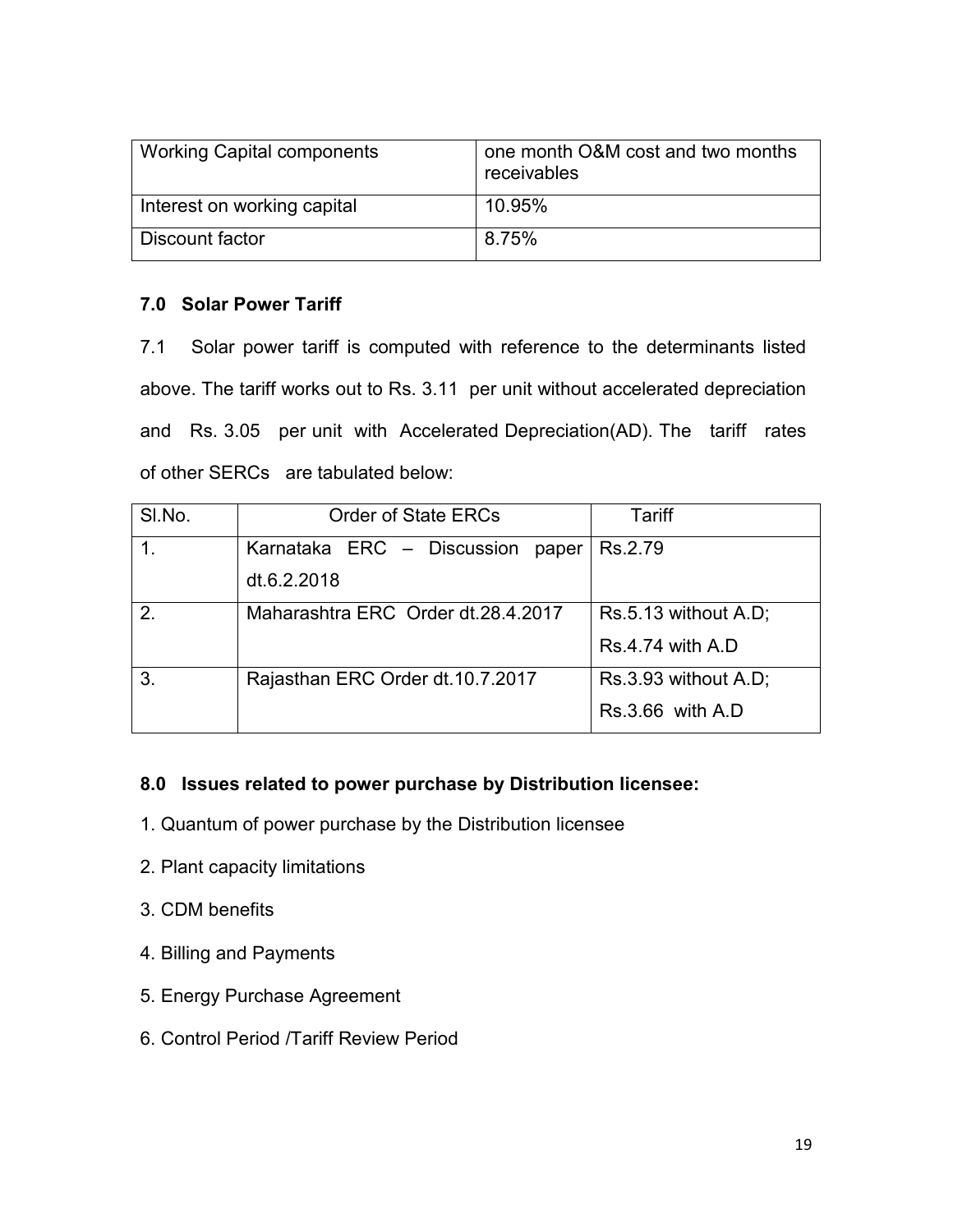| Working Capital components | one month O&M cost and two months receivables |
|---|---|
| Interest on working capital | 10.95% |
| Discount factor | 8.75% |

### 7.0 Solar Power Tariff

7.1 Solar power tariff is computed with reference to the determinants listed above. The tariff works out to Rs. 3.11 per unit without accelerated depreciation and Rs. 3.05 per unit with Accelerated Depreciation(AD). The tariff rates of other SERCs are tabulated below:

| Sl.No. | Order of State ERCs | Tariff |
|---|---|---|
| 1. | Karnataka ERC – Discussion paper dt.6.2.2018 | Rs.2.79 |
| 2. | Maharashtra ERC Order dt.28.4.2017 | Rs.5.13 without A.D; Rs.4.74 with A.D |
| 3. | Rajasthan ERC Order dt.10.7.2017 | Rs.3.93 without A.D; Rs.3.66 with A.D |

### 8.0 Issues related to power purchase by Distribution licensee:

1. Quantum of power purchase by the Distribution licensee
2. Plant capacity limitations
3. CDM benefits
4. Billing and Payments
5. Energy Purchase Agreement
6. Control Period /Tariff Review Period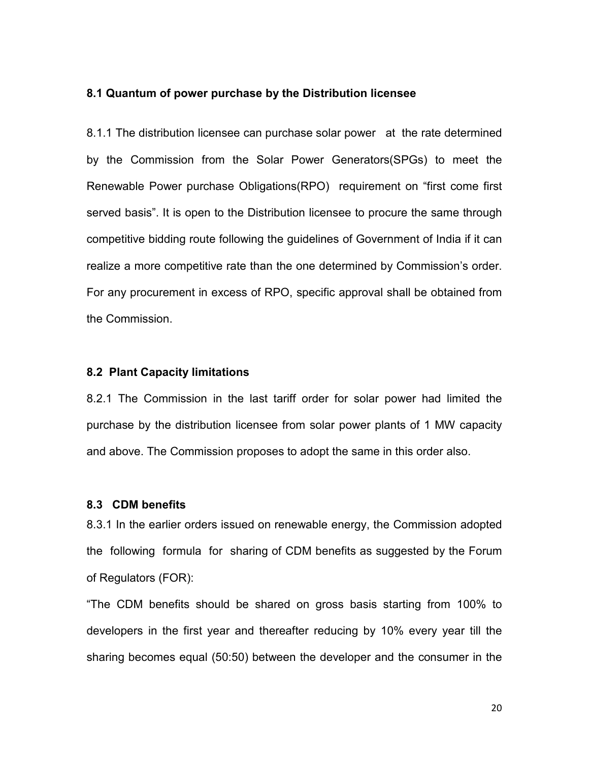### 8.1 Quantum of power purchase by the Distribution licensee

8.1.1 The distribution licensee can purchase solar power at the rate determined by the Commission from the Solar Power Generators(SPGs) to meet the Renewable Power purchase Obligations(RPO) requirement on "first come first served basis". It is open to the Distribution licensee to procure the same through competitive bidding route following the guidelines of Government of India if it can realize a more competitive rate than the one determined by Commission's order. For any procurement in excess of RPO, specific approval shall be obtained from the Commission.

### 8.2 Plant Capacity limitations

8.2.1 The Commission in the last tariff order for solar power had limited the purchase by the distribution licensee from solar power plants of 1 MW capacity and above. The Commission proposes to adopt the same in this order also.

### 8.3 CDM benefits

8.3.1 In the earlier orders issued on renewable energy, the Commission adopted the following formula for sharing of CDM benefits as suggested by the Forum of Regulators (FOR):

"The CDM benefits should be shared on gross basis starting from 100% to developers in the first year and thereafter reducing by 10% every year till the sharing becomes equal (50:50) between the developer and the consumer in the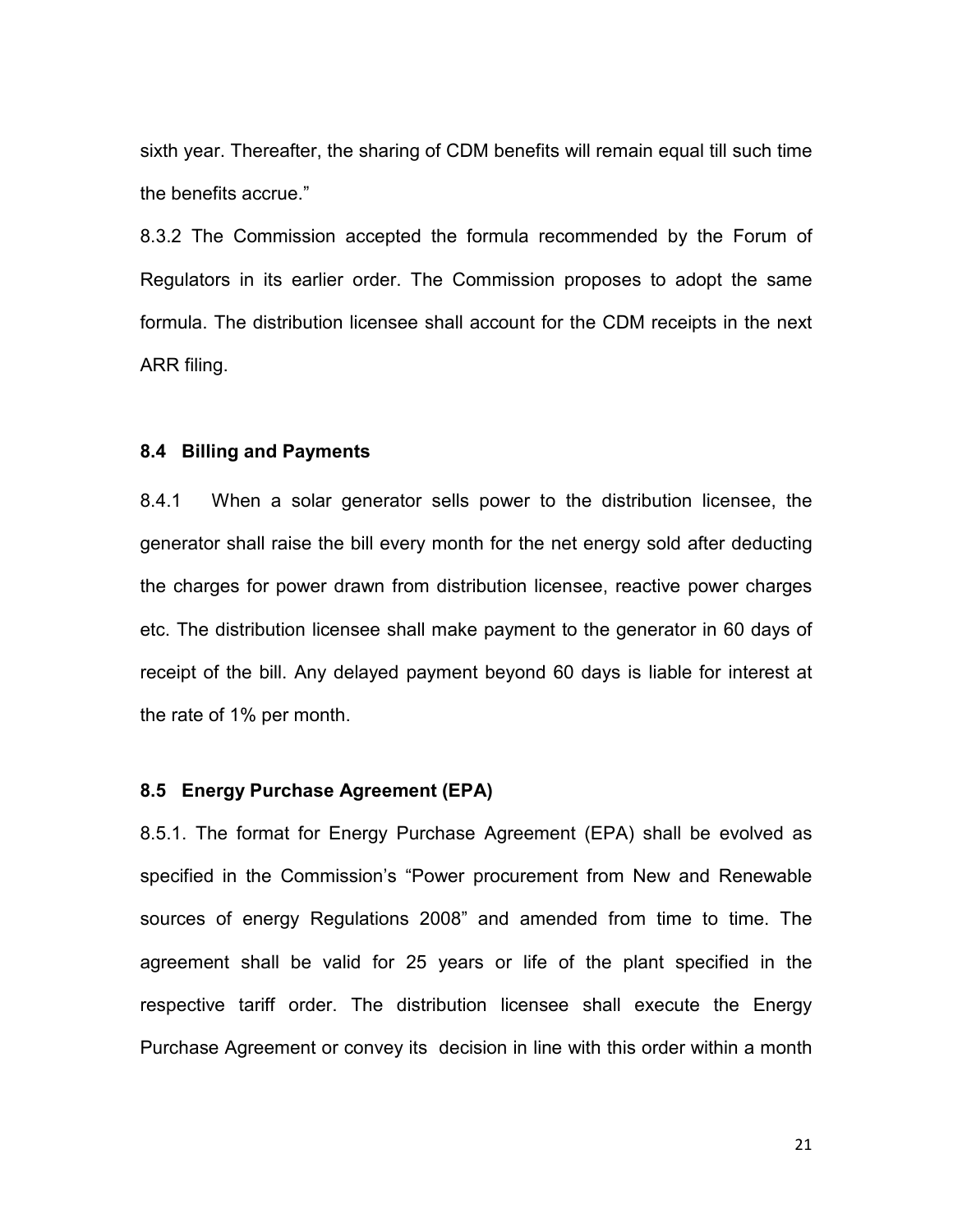sixth year. Thereafter, the sharing of CDM benefits will remain equal till such time the benefits accrue."

8.3.2 The Commission accepted the formula recommended by the Forum of Regulators in its earlier order. The Commission proposes to adopt the same formula. The distribution licensee shall account for the CDM receipts in the next ARR filing.

### 8.4 Billing and Payments

8.4.1 When a solar generator sells power to the distribution licensee, the generator shall raise the bill every month for the net energy sold after deducting the charges for power drawn from distribution licensee, reactive power charges etc. The distribution licensee shall make payment to the generator in 60 days of receipt of the bill. Any delayed payment beyond 60 days is liable for interest at the rate of 1% per month.

### 8.5 Energy Purchase Agreement (EPA)

8.5.1. The format for Energy Purchase Agreement (EPA) shall be evolved as specified in the Commission's "Power procurement from New and Renewable sources of energy Regulations 2008" and amended from time to time. The agreement shall be valid for 25 years or life of the plant specified in the respective tariff order. The distribution licensee shall execute the Energy Purchase Agreement or convey its decision in line with this order within a month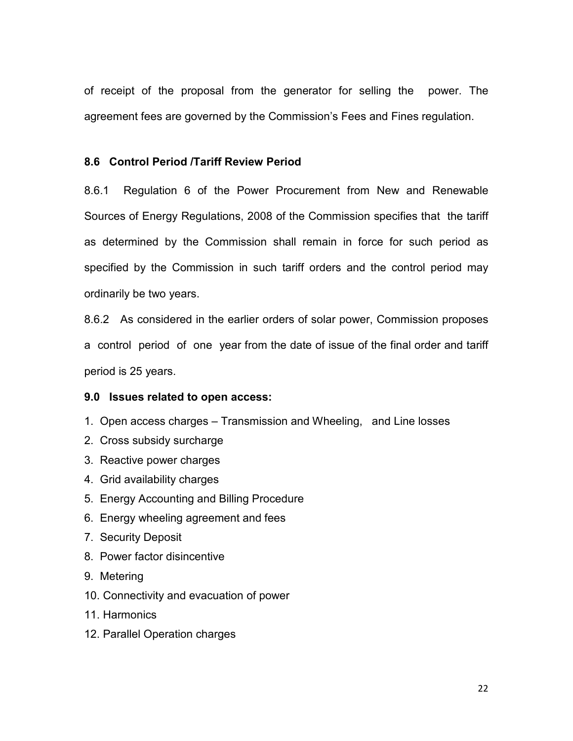of receipt of the proposal from the generator for selling the power. The agreement fees are governed by the Commission's Fees and Fines regulation.

### 8.6 Control Period /Tariff Review Period

8.6.1 Regulation 6 of the Power Procurement from New and Renewable Sources of Energy Regulations, 2008 of the Commission specifies that the tariff as determined by the Commission shall remain in force for such period as specified by the Commission in such tariff orders and the control period may ordinarily be two years.

8.6.2 As considered in the earlier orders of solar power, Commission proposes a control period of one year from the date of issue of the final order and tariff period is 25 years.

### 9.0 Issues related to open access:

1. Open access charges – Transmission and Wheeling, and Line losses
2. Cross subsidy surcharge
3. Reactive power charges
4. Grid availability charges
5. Energy Accounting and Billing Procedure
6. Energy wheeling agreement and fees
7. Security Deposit
8. Power factor disincentive
9. Metering
10. Connectivity and evacuation of power
11. Harmonics
12. Parallel Operation charges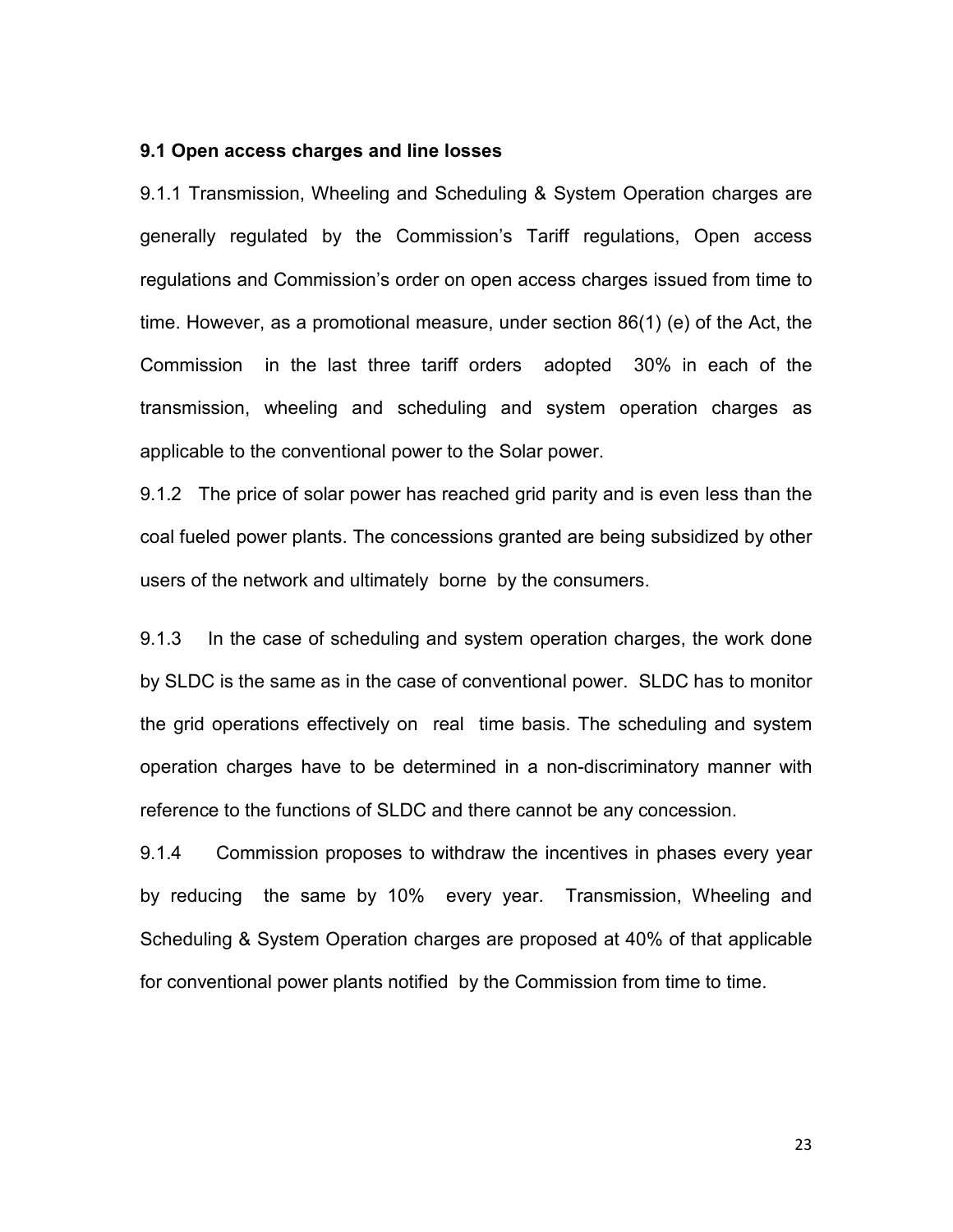**9.1 Open access charges and line losses**

9.1.1 Transmission, Wheeling and Scheduling & System Operation charges are generally regulated by the Commission's Tariff regulations, Open access regulations and Commission's order on open access charges issued from time to time. However, as a promotional measure, under section 86(1) (e) of the Act, the Commission in the last three tariff orders adopted 30% in each of the transmission, wheeling and scheduling and system operation charges as applicable to the conventional power to the Solar power.

9.1.2 The price of solar power has reached grid parity and is even less than the coal fueled power plants. The concessions granted are being subsidized by other users of the network and ultimately borne by the consumers.

9.1.3 In the case of scheduling and system operation charges, the work done by SLDC is the same as in the case of conventional power. SLDC has to monitor the grid operations effectively on real time basis. The scheduling and system operation charges have to be determined in a non-discriminatory manner with reference to the functions of SLDC and there cannot be any concession.

9.1.4 Commission proposes to withdraw the incentives in phases every year by reducing the same by 10% every year. Transmission, Wheeling and Scheduling & System Operation charges are proposed at 40% of that applicable for conventional power plants notified by the Commission from time to time.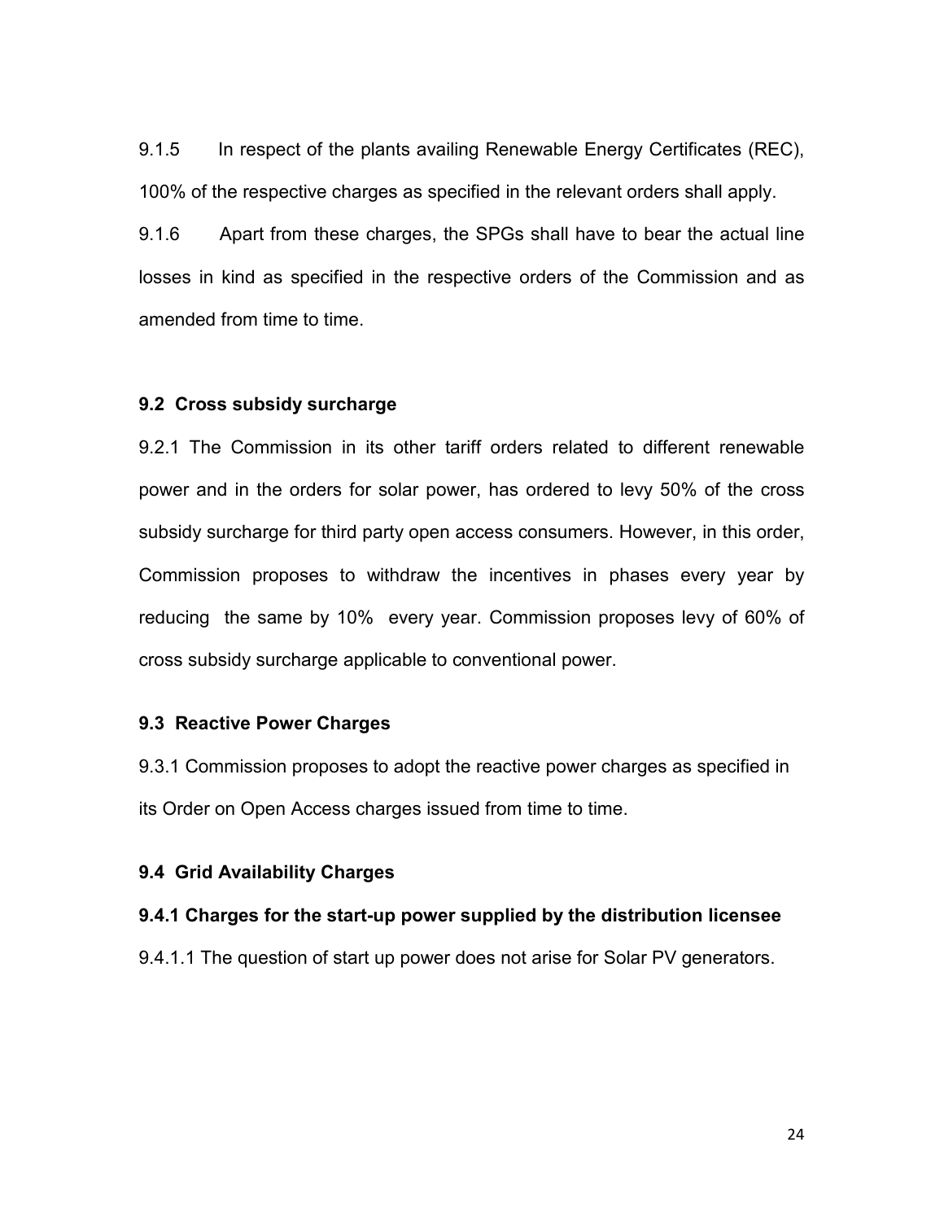9.1.5 In respect of the plants availing Renewable Energy Certificates (REC), 100% of the respective charges as specified in the relevant orders shall apply.

9.1.6 Apart from these charges, the SPGs shall have to bear the actual line losses in kind as specified in the respective orders of the Commission and as amended from time to time.

### 9.2 Cross subsidy surcharge

9.2.1 The Commission in its other tariff orders related to different renewable power and in the orders for solar power, has ordered to levy 50% of the cross subsidy surcharge for third party open access consumers. However, in this order, Commission proposes to withdraw the incentives in phases every year by reducing the same by 10% every year. Commission proposes levy of 60% of cross subsidy surcharge applicable to conventional power.

### 9.3 Reactive Power Charges

9.3.1 Commission proposes to adopt the reactive power charges as specified in its Order on Open Access charges issued from time to time.

### 9.4 Grid Availability Charges

#### 9.4.1 Charges for the start-up power supplied by the distribution licensee

9.4.1.1 The question of start up power does not arise for Solar PV generators.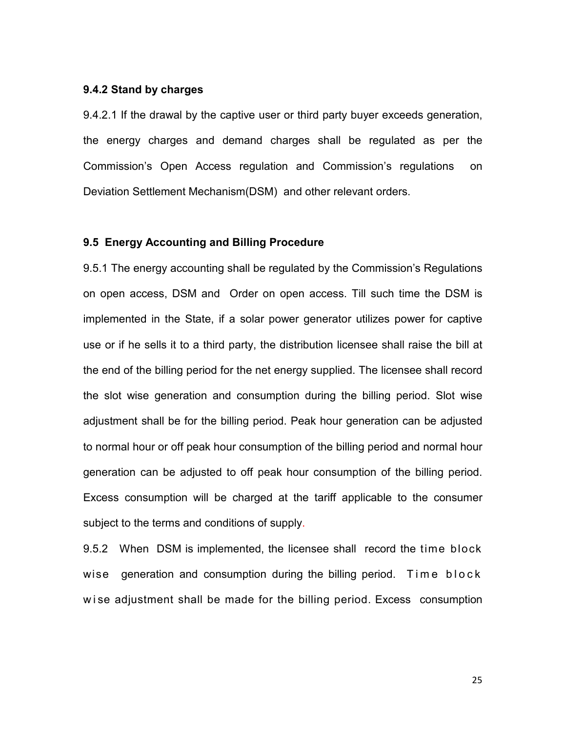### 9.4.2 Stand by charges

9.4.2.1 If the drawal by the captive user or third party buyer exceeds generation, the energy charges and demand charges shall be regulated as per the Commission's Open Access regulation and Commission's regulations on Deviation Settlement Mechanism(DSM) and other relevant orders.

## 9.5 Energy Accounting and Billing Procedure

9.5.1 The energy accounting shall be regulated by the Commission's Regulations on open access, DSM and Order on open access. Till such time the DSM is implemented in the State, if a solar power generator utilizes power for captive use or if he sells it to a third party, the distribution licensee shall raise the bill at the end of the billing period for the net energy supplied. The licensee shall record the slot wise generation and consumption during the billing period. Slot wise adjustment shall be for the billing period. Peak hour generation can be adjusted to normal hour or off peak hour consumption of the billing period and normal hour generation can be adjusted to off peak hour consumption of the billing period. Excess consumption will be charged at the tariff applicable to the consumer subject to the terms and conditions of supply.

9.5.2 When DSM is implemented, the licensee shall record the time block wise generation and consumption during the billing period. Time block wise adjustment shall be made for the billing period. Excess consumption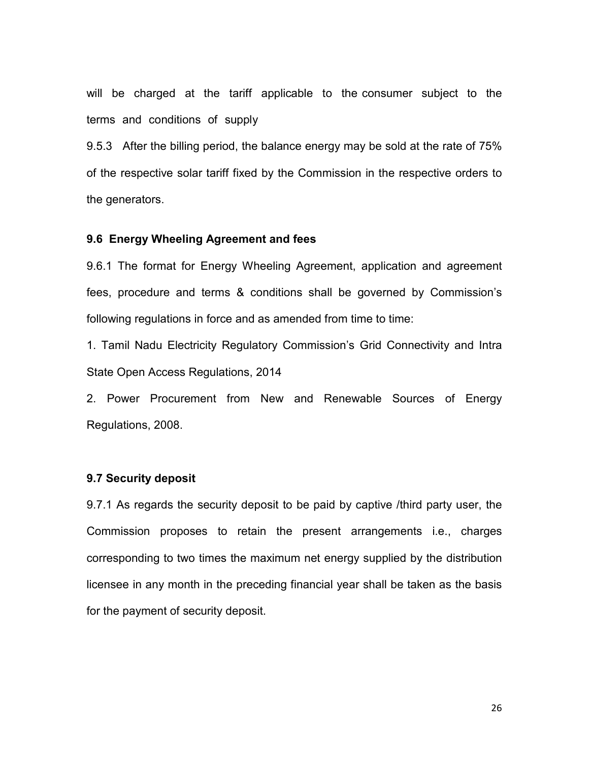will be charged at the tariff applicable to the consumer subject to the terms and conditions of supply

9.5.3 After the billing period, the balance energy may be sold at the rate of 75% of the respective solar tariff fixed by the Commission in the respective orders to the generators.

### 9.6 Energy Wheeling Agreement and fees

9.6.1 The format for Energy Wheeling Agreement, application and agreement fees, procedure and terms & conditions shall be governed by Commission's following regulations in force and as amended from time to time:

1. Tamil Nadu Electricity Regulatory Commission's Grid Connectivity and Intra State Open Access Regulations, 2014

2. Power Procurement from New and Renewable Sources of Energy Regulations, 2008.

### 9.7 Security deposit

9.7.1 As regards the security deposit to be paid by captive /third party user, the Commission proposes to retain the present arrangements i.e., charges corresponding to two times the maximum net energy supplied by the distribution licensee in any month in the preceding financial year shall be taken as the basis for the payment of security deposit.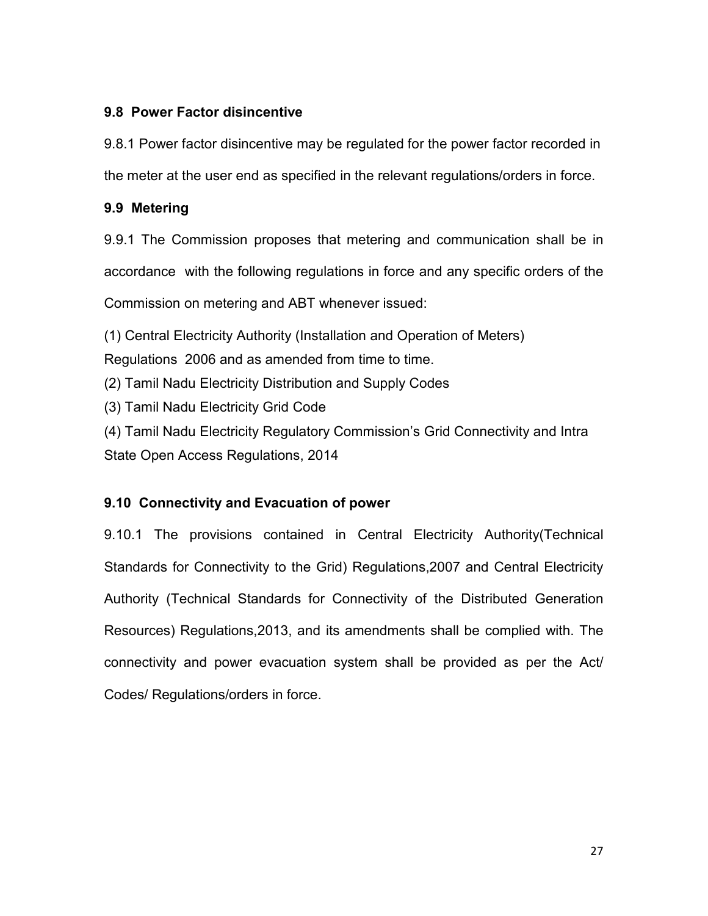### 9.8 Power Factor disincentive

9.8.1 Power factor disincentive may be regulated for the power factor recorded in the meter at the user end as specified in the relevant regulations/orders in force.

### 9.9 Metering

9.9.1 The Commission proposes that metering and communication shall be in accordance with the following regulations in force and any specific orders of the Commission on metering and ABT whenever issued:

(1) Central Electricity Authority (Installation and Operation of Meters) Regulations 2006 and as amended from time to time.

(2) Tamil Nadu Electricity Distribution and Supply Codes

(3) Tamil Nadu Electricity Grid Code

(4) Tamil Nadu Electricity Regulatory Commission's Grid Connectivity and Intra State Open Access Regulations, 2014

### 9.10 Connectivity and Evacuation of power

9.10.1 The provisions contained in Central Electricity Authority(Technical Standards for Connectivity to the Grid) Regulations,2007 and Central Electricity Authority (Technical Standards for Connectivity of the Distributed Generation Resources) Regulations,2013, and its amendments shall be complied with. The connectivity and power evacuation system shall be provided as per the Act/ Codes/ Regulations/orders in force.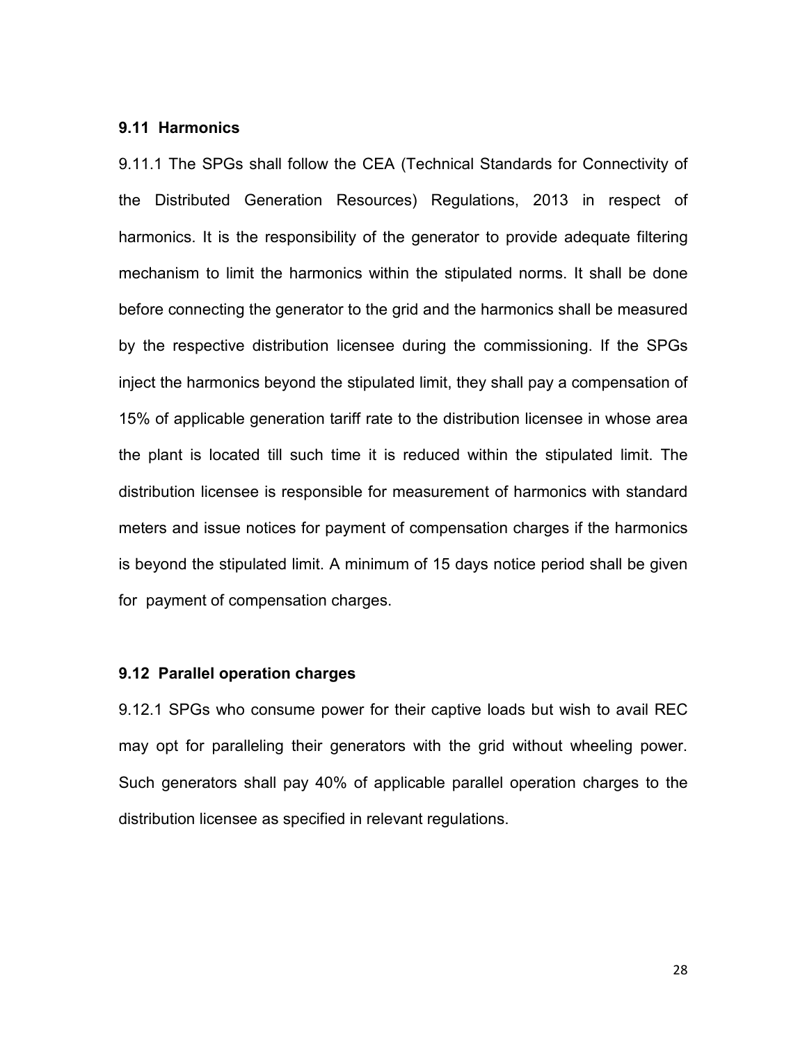### 9.11 Harmonics

9.11.1 The SPGs shall follow the CEA (Technical Standards for Connectivity of the Distributed Generation Resources) Regulations, 2013 in respect of harmonics. It is the responsibility of the generator to provide adequate filtering mechanism to limit the harmonics within the stipulated norms. It shall be done before connecting the generator to the grid and the harmonics shall be measured by the respective distribution licensee during the commissioning. If the SPGs inject the harmonics beyond the stipulated limit, they shall pay a compensation of 15% of applicable generation tariff rate to the distribution licensee in whose area the plant is located till such time it is reduced within the stipulated limit. The distribution licensee is responsible for measurement of harmonics with standard meters and issue notices for payment of compensation charges if the harmonics is beyond the stipulated limit. A minimum of 15 days notice period shall be given for payment of compensation charges.

### 9.12 Parallel operation charges

9.12.1 SPGs who consume power for their captive loads but wish to avail REC may opt for paralleling their generators with the grid without wheeling power. Such generators shall pay 40% of applicable parallel operation charges to the distribution licensee as specified in relevant regulations.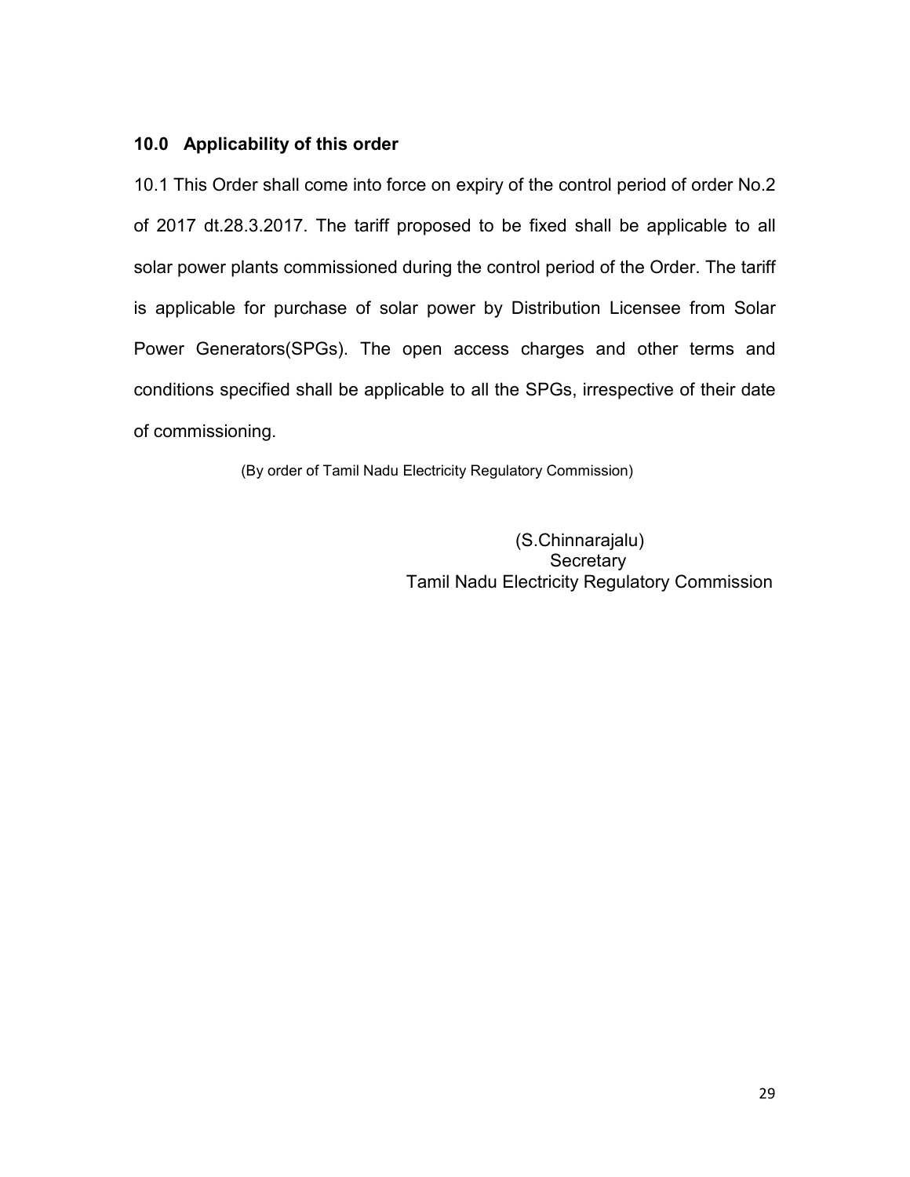### 10.0 Applicability of this order

10.1 This Order shall come into force on expiry of the control period of order No.2 of 2017 dt.28.3.2017. The tariff proposed to be fixed shall be applicable to all solar power plants commissioned during the control period of the Order. The tariff is applicable for purchase of solar power by Distribution Licensee from Solar Power Generators(SPGs). The open access charges and other terms and conditions specified shall be applicable to all the SPGs, irrespective of their date of commissioning.

(By order of Tamil Nadu Electricity Regulatory Commission)

(S.Chinnarajalu)
Secretary
Tamil Nadu Electricity Regulatory Commission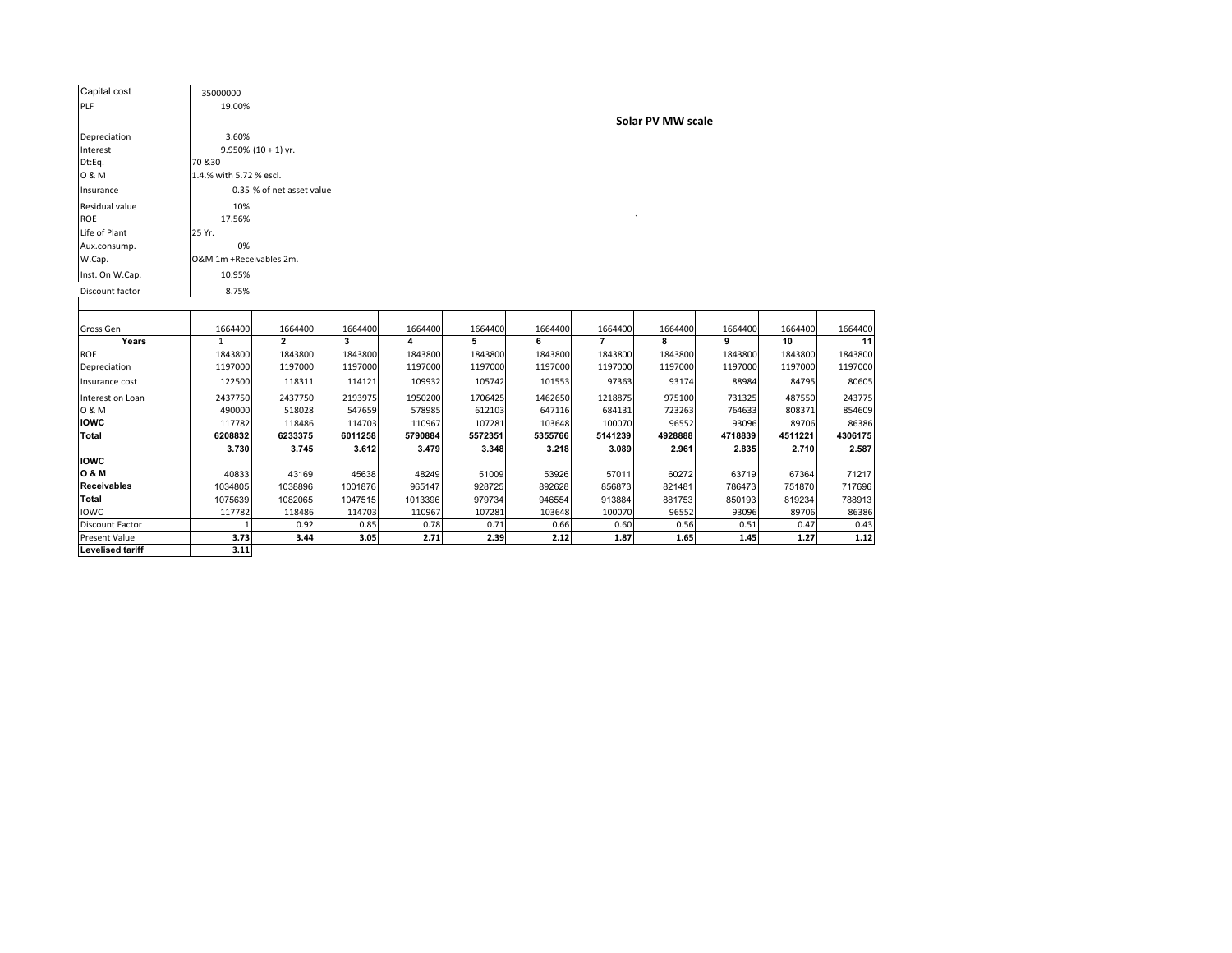## Solar PV MW scale

| | |
|---|---|
| Capital cost | 35000000 |
| PLF | 19.00% |
| Depreciation | 3.60% |
| Interest | 9.950% (10 + 1) yr. |
| Dt:Eq. | 70 &30 |
| O & M | 1.4.% with 5.72 % escl. |
| Insurance | 0.35 % of net asset value |
| Residual value | 10% |
| ROE | 17.56% |
| Life of Plant | 25 Yr. |
| Aux.consump. | 0% |
| W.Cap. | O&M 1m +Receivables 2m. |
| Inst. On W.Cap. | 10.95% |
| Discount factor | 8.75% |

| Gross Gen | 1664400 | 1664400 | 1664400 | 1664400 | 1664400 | 1664400 | 1664400 | 1664400 | 1664400 | 1664400 | 1664400 |
|---|---|---|---|---|---|---|---|---|---|---|---|
| **Years** | 1 | **2** | **3** | **4** | **5** | **6** | **7** | **8** | **9** | **10** | **11** |
| ROE | 1843800 | 1843800 | 1843800 | 1843800 | 1843800 | 1843800 | 1843800 | 1843800 | 1843800 | 1843800 | 1843800 |
| Depreciation | 1197000 | 1197000 | 1197000 | 1197000 | 1197000 | 1197000 | 1197000 | 1197000 | 1197000 | 1197000 | 1197000 |
| Insurance cost | 122500 | 118311 | 114121 | 109932 | 105742 | 101553 | 97363 | 93174 | 88984 | 84795 | 80605 |
| Interest on Loan | 2437750 | 2437750 | 2193975 | 1950200 | 1706425 | 1462650 | 1218875 | 975100 | 731325 | 487550 | 243775 |
| O & M | 490000 | 518028 | 547659 | 578985 | 612103 | 647116 | 684131 | 723263 | 764633 | 808371 | 854609 |
| **IOWC** | 117782 | 118486 | 114703 | 110967 | 107281 | 103648 | 100070 | 96552 | 93096 | 89706 | 86386 |
| **Total** | **6208832** | **6233375** | **6011258** | **5790884** | **5572351** | **5355766** | **5141239** | **4928888** | **4718839** | **4511221** | **4306175** |
| | **3.730** | **3.745** | **3.612** | **3.479** | **3.348** | **3.218** | **3.089** | **2.961** | **2.835** | **2.710** | **2.587** |
| **IOWC** | | | | | | | | | | | |
| **O & M** | 40833 | 43169 | 45638 | 48249 | 51009 | 53926 | 57011 | 60272 | 63719 | 67364 | 71217 |
| **Receivables** | 1034805 | 1038896 | 1001876 | 965147 | 928725 | 892628 | 856873 | 821481 | 786473 | 751870 | 717696 |
| **Total** | 1075639 | 1082065 | 1047515 | 1013396 | 979734 | 946554 | 913884 | 881753 | 850193 | 819234 | 788913 |
| IOWC | 117782 | 118486 | 114703 | 110967 | 107281 | 103648 | 100070 | 96552 | 93096 | 89706 | 86386 |
| Discount Factor | 1 | 0.92 | 0.85 | 0.78 | 0.71 | 0.66 | 0.60 | 0.56 | 0.51 | 0.47 | 0.43 |
| Present Value | **3.73** | **3.44** | **3.05** | **2.71** | **2.39** | **2.12** | **1.87** | **1.65** | **1.45** | **1.27** | **1.12** |
| **Levelised tariff** | **3.11** | | | | | | | | | | |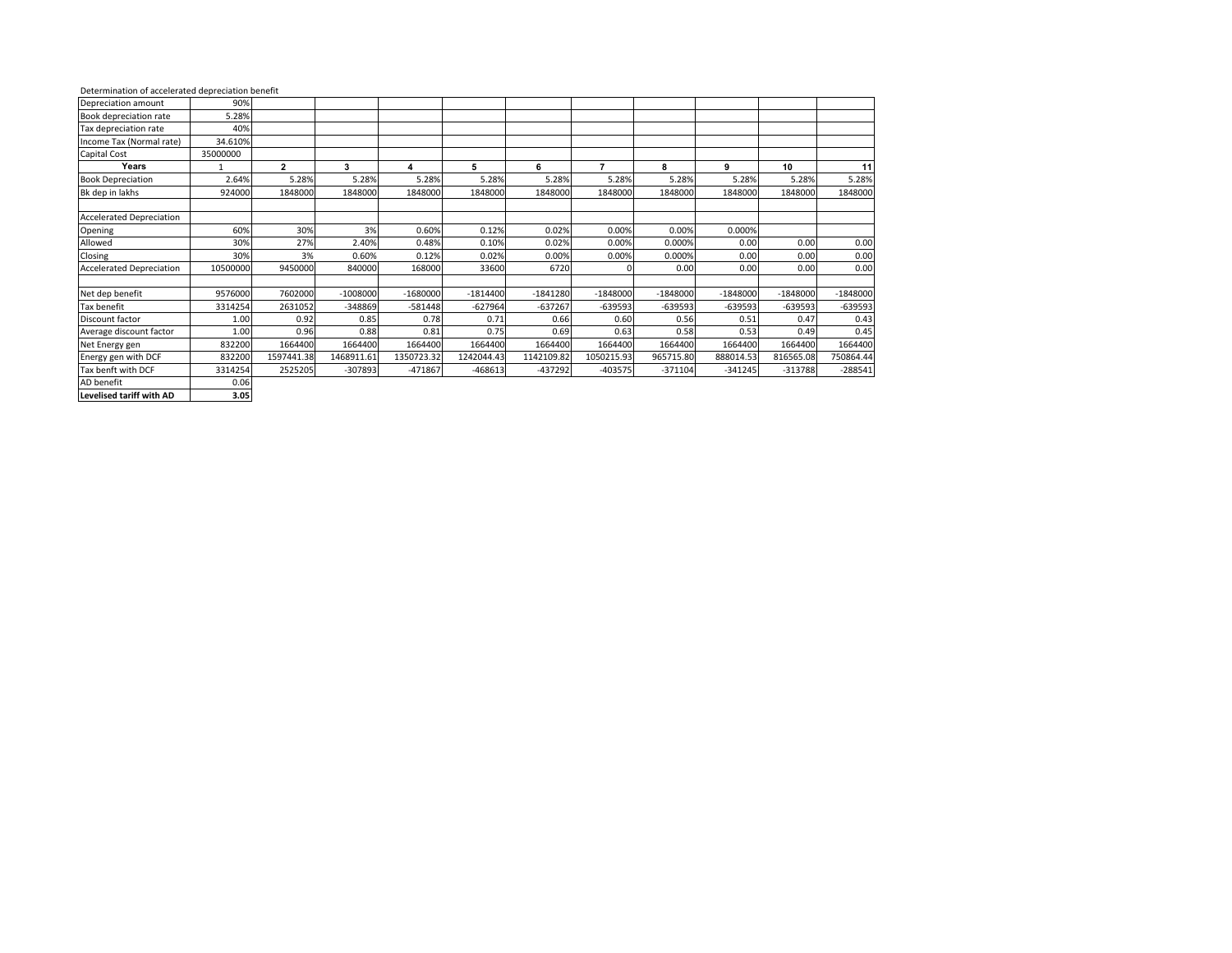Determination of accelerated depreciation benefit

| Depreciation amount | 90% | | | | | | | | | | |
|---|---|---|---|---|---|---|---|---|---|---|---|
| Book depreciation rate | 5.28% | | | | | | | | | | |
| Tax depreciation rate | 40% | | | | | | | | | | |
| Income Tax (Normal rate) | 34.610% | | | | | | | | | | |
| Capital Cost | 35000000 | | | | | | | | | | |
| **Years** | 1 | **2** | **3** | **4** | **5** | **6** | **7** | **8** | **9** | **10** | **11** |
| Book Depreciation | 2.64% | 5.28% | 5.28% | 5.28% | 5.28% | 5.28% | 5.28% | 5.28% | 5.28% | 5.28% | 5.28% |
| Bk dep in lakhs | 924000 | 1848000 | 1848000 | 1848000 | 1848000 | 1848000 | 1848000 | 1848000 | 1848000 | 1848000 | 1848000 |
| | | | | | | | | | | | |
| Accelerated Depreciation | | | | | | | | | | | |
| Opening | 60% | 30% | 3% | 0.60% | 0.12% | 0.02% | 0.00% | 0.00% | 0.000% | | |
| Allowed | 30% | 27% | 2.40% | 0.48% | 0.10% | 0.02% | 0.00% | 0.000% | 0.00 | 0.00 | 0.00 |
| Closing | 30% | 3% | 0.60% | 0.12% | 0.02% | 0.00% | 0.00% | 0.000% | 0.00 | 0.00 | 0.00 |
| Accelerated Depreciation | 10500000 | 9450000 | 840000 | 168000 | 33600 | 6720 | 0 | 0.00 | 0.00 | 0.00 | 0.00 |
| | | | | | | | | | | | |
| Net dep benefit | 9576000 | 7602000 | -1008000 | -1680000 | -1814400 | -1841280 | -1848000 | -1848000 | -1848000 | -1848000 | -1848000 |
| Tax benefit | 3314254 | 2631052 | -348869 | -581448 | -627964 | -637267 | -639593 | -639593 | -639593 | -639593 | -639593 |
| Discount factor | 1.00 | 0.92 | 0.85 | 0.78 | 0.71 | 0.66 | 0.60 | 0.56 | 0.51 | 0.47 | 0.43 |
| Average discount factor | 1.00 | 0.96 | 0.88 | 0.81 | 0.75 | 0.69 | 0.63 | 0.58 | 0.53 | 0.49 | 0.45 |
| Net Energy gen | 832200 | 1664400 | 1664400 | 1664400 | 1664400 | 1664400 | 1664400 | 1664400 | 1664400 | 1664400 | 1664400 |
| Energy gen with DCF | 832200 | 1597441.38 | 1468911.61 | 1350723.32 | 1242044.43 | 1142109.82 | 1050215.93 | 965715.80 | 888014.53 | 816565.08 | 750864.44 |
| Tax benft with DCF | 3314254 | 2525205 | -307893 | -471867 | -468613 | -437292 | -403575 | -371104 | -341245 | -313788 | -288541 |
| AD benefit | 0.06 | | | | | | | | | | |
| **Levelised tariff with AD** | **3.05** | | | | | | | | | | |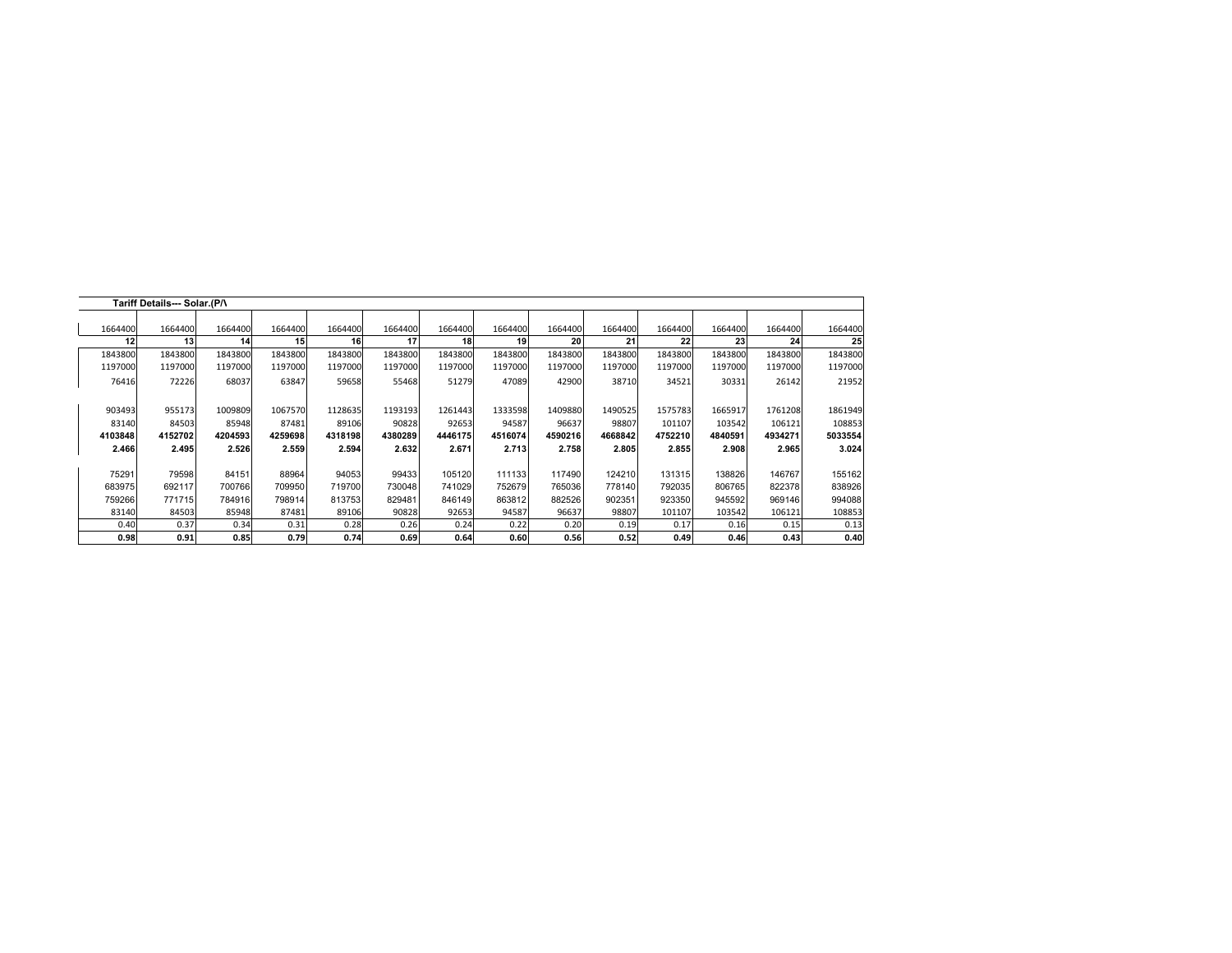**Tariff Details--- Solar.(P/\**

| 1664400 | 1664400 | 1664400 | 1664400 | 1664400 | 1664400 | 1664400 | 1664400 | 1664400 | 1664400 | 1664400 | 1664400 | 1664400 | 1664400 |
|---|---|---|---|---|---|---|---|---|---|---|---|---|---|
| **12** | **13** | **14** | **15** | **16** | **17** | **18** | **19** | **20** | **21** | **22** | **23** | **24** | **25** |
| 1843800 | 1843800 | 1843800 | 1843800 | 1843800 | 1843800 | 1843800 | 1843800 | 1843800 | 1843800 | 1843800 | 1843800 | 1843800 | 1843800 |
| 1197000 | 1197000 | 1197000 | 1197000 | 1197000 | 1197000 | 1197000 | 1197000 | 1197000 | 1197000 | 1197000 | 1197000 | 1197000 | 1197000 |
| 76416 | 72226 | 68037 | 63847 | 59658 | 55468 | 51279 | 47089 | 42900 | 38710 | 34521 | 30331 | 26142 | 21952 |
| | | | | | | | | | | | | | |
| 903493 | 955173 | 1009809 | 1067570 | 1128635 | 1193193 | 1261443 | 1333598 | 1409880 | 1490525 | 1575783 | 1665917 | 1761208 | 1861949 |
| 83140 | 84503 | 85948 | 87481 | 89106 | 90828 | 92653 | 94587 | 96637 | 98807 | 101107 | 103542 | 106121 | 108853 |
| **4103848** | **4152702** | **4204593** | **4259698** | **4318198** | **4380289** | **4446175** | **4516074** | **4590216** | **4668842** | **4752210** | **4840591** | **4934271** | **5033554** |
| **2.466** | **2.495** | **2.526** | **2.559** | **2.594** | **2.632** | **2.671** | **2.713** | **2.758** | **2.805** | **2.855** | **2.908** | **2.965** | **3.024** |
| | | | | | | | | | | | | | |
| 75291 | 79598 | 84151 | 88964 | 94053 | 99433 | 105120 | 111133 | 117490 | 124210 | 131315 | 138826 | 146767 | 155162 |
| 683975 | 692117 | 700766 | 709950 | 719700 | 730048 | 741029 | 752679 | 765036 | 778140 | 792035 | 806765 | 822378 | 838926 |
| 759266 | 771715 | 784916 | 798914 | 813753 | 829481 | 846149 | 863812 | 882526 | 902351 | 923350 | 945592 | 969146 | 994088 |
| 83140 | 84503 | 85948 | 87481 | 89106 | 90828 | 92653 | 94587 | 96637 | 98807 | 101107 | 103542 | 106121 | 108853 |
| 0.40 | 0.37 | 0.34 | 0.31 | 0.28 | 0.26 | 0.24 | 0.22 | 0.20 | 0.19 | 0.17 | 0.16 | 0.15 | 0.13 |
| **0.98** | **0.91** | **0.85** | **0.79** | **0.74** | **0.69** | **0.64** | **0.60** | **0.56** | **0.52** | **0.49** | **0.46** | **0.43** | **0.40** |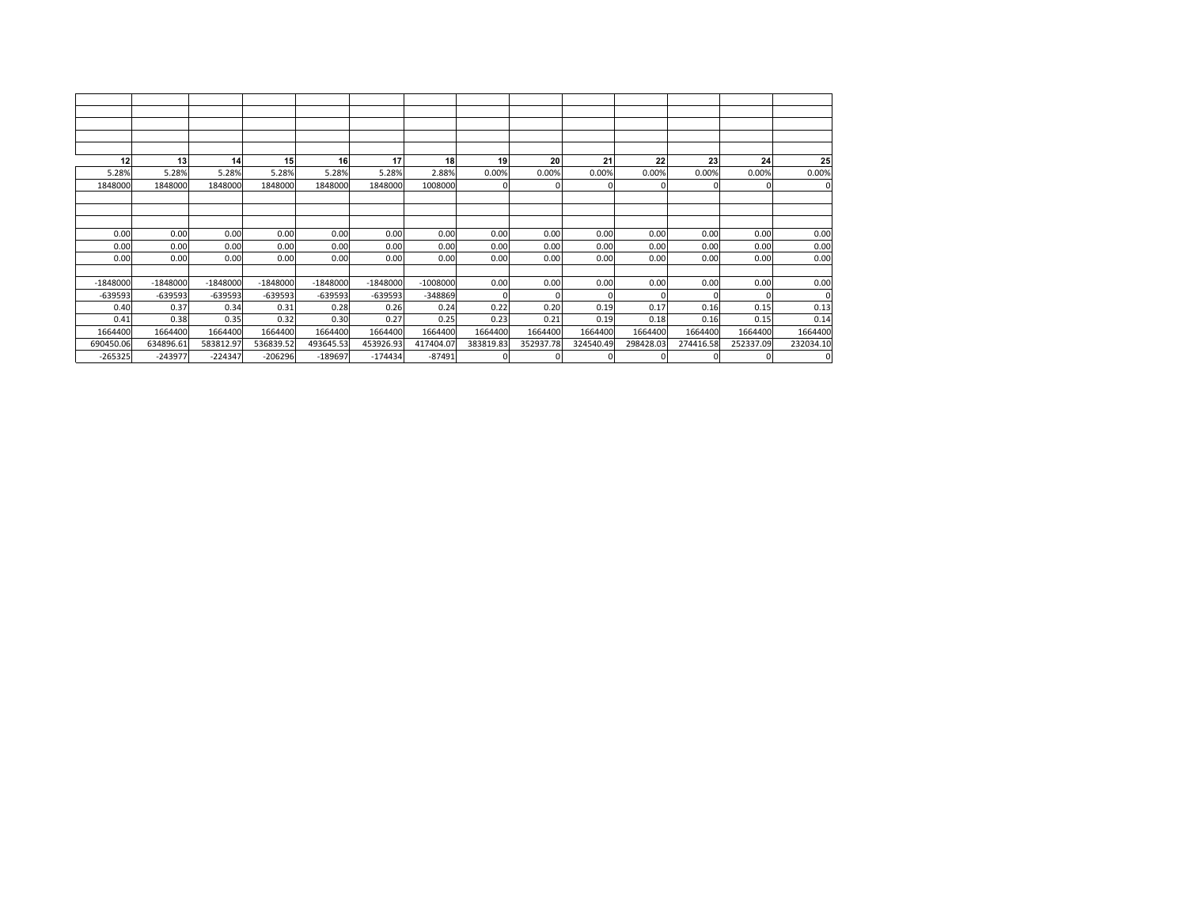| | | | | | | | | | | | | | |
|---|---|---|---|---|---|---|---|---|---|---|---|---|---|
| | | | | | | | | | | | | | |
| | | | | | | | | | | | | | |
| | | | | | | | | | | | | | |
| | | | | | | | | | | | | | |
| | | | | | | | | | | | | | |
| **12** | **13** | **14** | **15** | **16** | **17** | **18** | **19** | **20** | **21** | **22** | **23** | **24** | **25** |
| 5.28% | 5.28% | 5.28% | 5.28% | 5.28% | 5.28% | 2.88% | 0.00% | 0.00% | 0.00% | 0.00% | 0.00% | 0.00% | 0.00% |
| 1848000 | 1848000 | 1848000 | 1848000 | 1848000 | 1848000 | 1008000 | 0 | 0 | 0 | 0 | 0 | 0 | 0 |
| | | | | | | | | | | | | | |
| | | | | | | | | | | | | | |
| | | | | | | | | | | | | | |
| 0.00 | 0.00 | 0.00 | 0.00 | 0.00 | 0.00 | 0.00 | 0.00 | 0.00 | 0.00 | 0.00 | 0.00 | 0.00 | 0.00 |
| 0.00 | 0.00 | 0.00 | 0.00 | 0.00 | 0.00 | 0.00 | 0.00 | 0.00 | 0.00 | 0.00 | 0.00 | 0.00 | 0.00 |
| 0.00 | 0.00 | 0.00 | 0.00 | 0.00 | 0.00 | 0.00 | 0.00 | 0.00 | 0.00 | 0.00 | 0.00 | 0.00 | 0.00 |
| | | | | | | | | | | | | | |
| -1848000 | -1848000 | -1848000 | -1848000 | -1848000 | -1848000 | -1008000 | 0.00 | 0.00 | 0.00 | 0.00 | 0.00 | 0.00 | 0.00 |
| -639593 | -639593 | -639593 | -639593 | -639593 | -639593 | -348869 | 0 | 0 | 0 | 0 | 0 | 0 | 0 |
| 0.40 | 0.37 | 0.34 | 0.31 | 0.28 | 0.26 | 0.24 | 0.22 | 0.20 | 0.19 | 0.17 | 0.16 | 0.15 | 0.13 |
| 0.41 | 0.38 | 0.35 | 0.32 | 0.30 | 0.27 | 0.25 | 0.23 | 0.21 | 0.19 | 0.18 | 0.16 | 0.15 | 0.14 |
| 1664400 | 1664400 | 1664400 | 1664400 | 1664400 | 1664400 | 1664400 | 1664400 | 1664400 | 1664400 | 1664400 | 1664400 | 1664400 | 1664400 |
| 690450.06 | 634896.61 | 583812.97 | 536839.52 | 493645.53 | 453926.93 | 417404.07 | 383819.83 | 352937.78 | 324540.49 | 298428.03 | 274416.58 | 252337.09 | 232034.10 |
| -265325 | -243977 | -224347 | -206296 | -189697 | -174434 | -87491 | 0 | 0 | 0 | 0 | 0 | 0 | 0 |